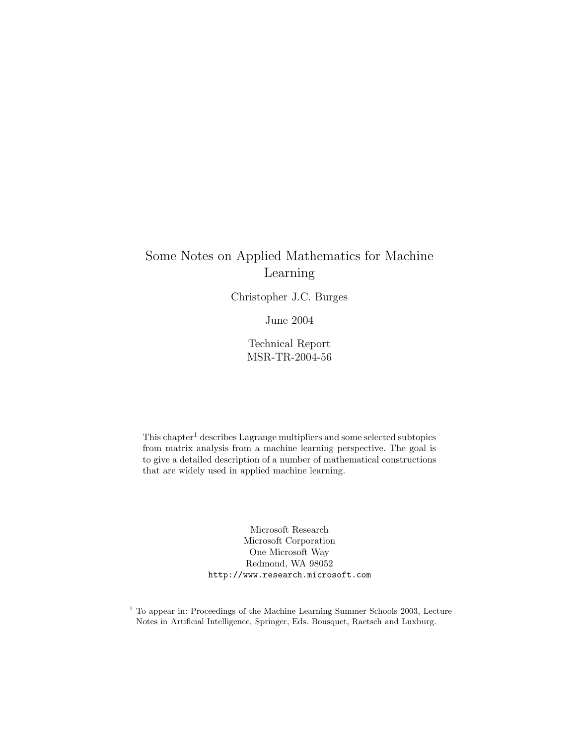# Some Notes on Applied Mathematics for Machine Learning

Christopher J.C. Burges

June 2004

Technical Report
MSR-TR-2004-56

This chapter[1] describes Lagrange multipliers and some selected subtopics from matrix analysis from a machine learning perspective. The goal is to give a detailed description of a number of mathematical constructions that are widely used in applied machine learning.

Microsoft Research
Microsoft Corporation
One Microsoft Way
Redmond, WA 98052
http://www.research.microsoft.com

[1] To appear in: Proceedings of the Machine Learning Summer Schools 2003, Lecture Notes in Artificial Intelligence, Springer, Eds. Bousquet, Raetsch and Luxburg.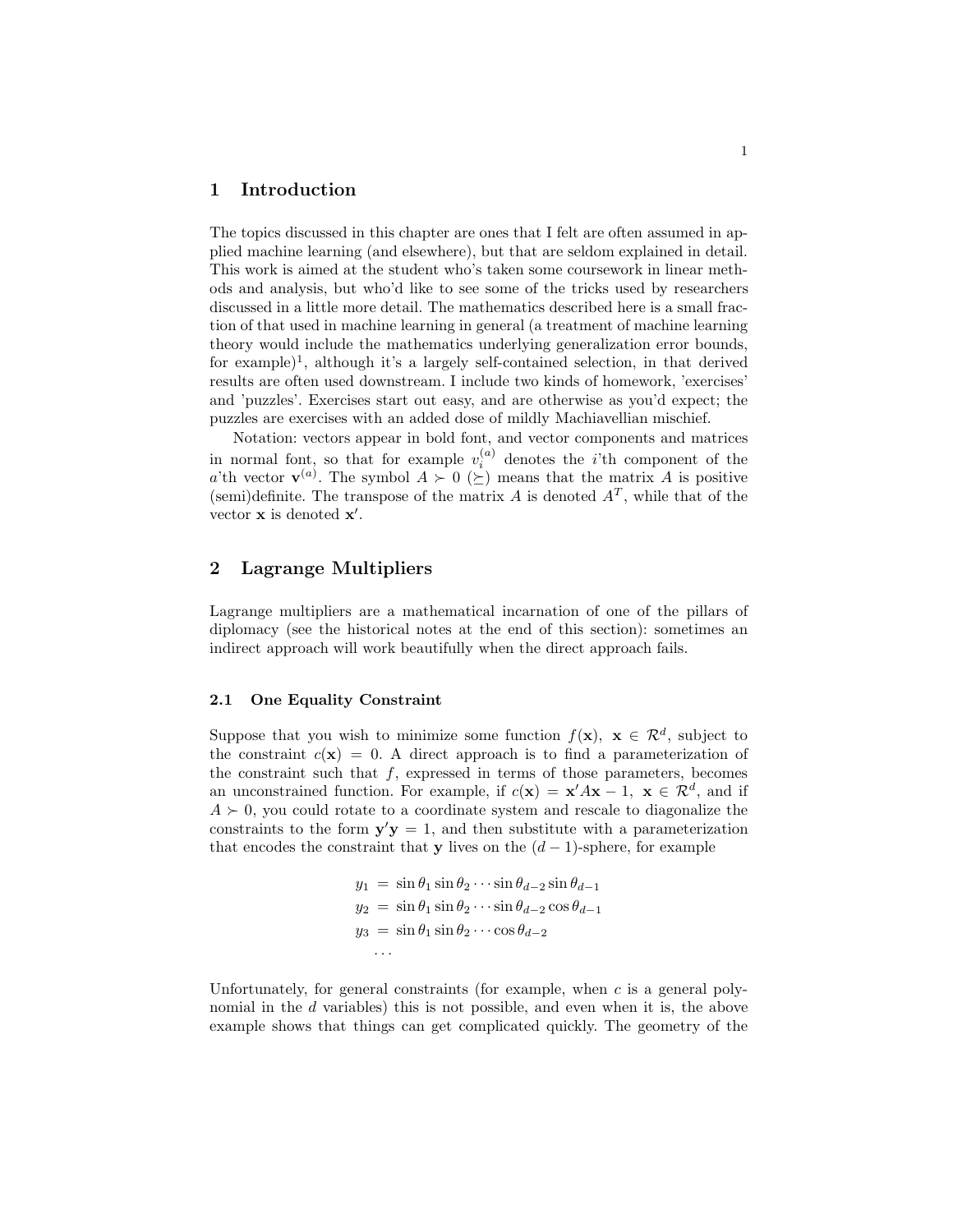# 1 Introduction

The topics discussed in this chapter are ones that I felt are often assumed in applied machine learning (and elsewhere), but that are seldom explained in detail. This work is aimed at the student who's taken some coursework in linear methods and analysis, but who'd like to see some of the tricks used by researchers discussed in a little more detail. The mathematics described here is a small fraction of that used in machine learning in general (a treatment of machine learning theory would include the mathematics underlying generalization error bounds, for example)[1], although it's a largely self-contained selection, in that derived results are often used downstream. I include two kinds of homework, 'exercises' and 'puzzles'. Exercises start out easy, and are otherwise as you'd expect; the puzzles are exercises with an added dose of mildly Machiavellian mischief.

Notation: vectors appear in bold font, and vector components and matrices in normal font, so that for example $v_i^{(a)}$ denotes the $i$'th component of the $a$'th vector $\mathbf{v}^{(a)}$. The symbol $A \succ 0$ ($\succeq$) means that the matrix $A$ is positive (semi)definite. The transpose of the matrix $A$ is denoted $A^T$, while that of the vector $\mathbf{x}$ is denoted $\mathbf{x}'$.

# 2 Lagrange Multipliers

Lagrange multipliers are a mathematical incarnation of one of the pillars of diplomacy (see the historical notes at the end of this section): sometimes an indirect approach will work beautifully when the direct approach fails.

## 2.1 One Equality Constraint

Suppose that you wish to minimize some function $f(\mathbf{x})$, $\mathbf{x} \in \mathcal{R}^d$, subject to the constraint $c(\mathbf{x}) = 0$. A direct approach is to find a parameterization of the constraint such that $f$, expressed in terms of those parameters, becomes an unconstrained function. For example, if $c(\mathbf{x}) = \mathbf{x}'A\mathbf{x} - 1$, $\mathbf{x} \in \mathcal{R}^d$, and if $A \succ 0$, you could rotate to a coordinate system and rescale to diagonalize the constraints to the form $\mathbf{y}'\mathbf{y} = 1$, and then substitute with a parameterization that encodes the constraint that $\mathbf{y}$ lives on the $(d-1)$-sphere, for example

$$
\begin{aligned}
y_1 &= \sin\theta_1 \sin\theta_2 \cdots \sin\theta_{d-2} \sin\theta_{d-1} \\
y_2 &= \sin\theta_1 \sin\theta_2 \cdots \sin\theta_{d-2} \cos\theta_{d-1} \\
y_3 &= \sin\theta_1 \sin\theta_2 \cdots \cos\theta_{d-2} \\
&\cdots
\end{aligned}
$$

Unfortunately, for general constraints (for example, when $c$ is a general polynomial in the $d$ variables) this is not possible, and even when it is, the above example shows that things can get complicated quickly. The geometry of the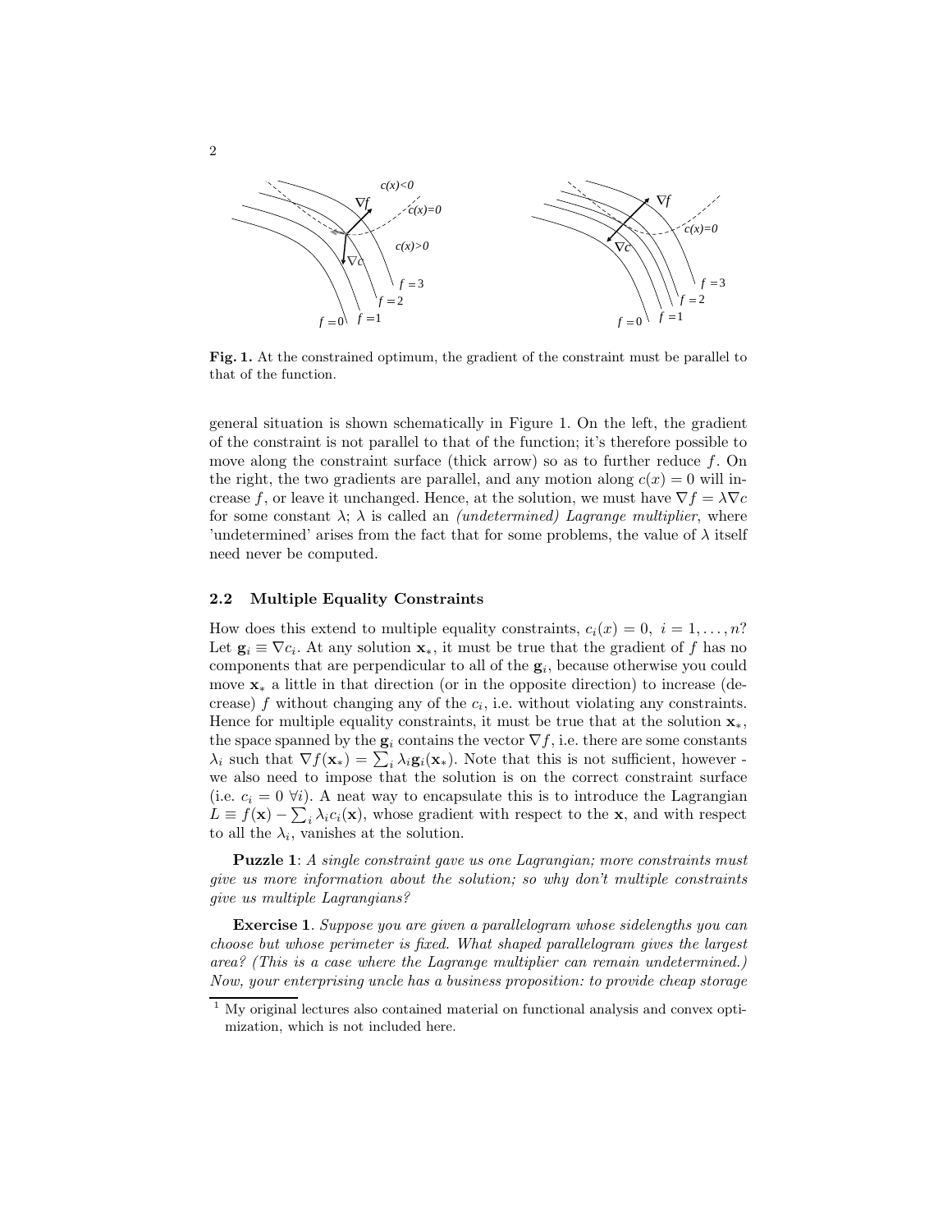**Fig. 1.** At the constrained optimum, the gradient of the constraint must be parallel to that of the function.

general situation is shown schematically in Figure 1. On the left, the gradient of the constraint is not parallel to that of the function; it's therefore possible to move along the constraint surface (thick arrow) so as to further reduce $f$. On the right, the two gradients are parallel, and any motion along $c(x) = 0$ will increase $f$, or leave it unchanged. Hence, at the solution, we must have $\nabla f = \lambda \nabla c$ for some constant $\lambda$; $\lambda$ is called an *(undetermined) Lagrange multiplier*, where 'undetermined' arises from the fact that for some problems, the value of $\lambda$ itself need never be computed.

### 2.2 Multiple Equality Constraints

How does this extend to multiple equality constraints, $c_i(x) = 0,\ i = 1, \ldots, n$? Let $\mathbf{g}_i \equiv \nabla c_i$. At any solution $\mathbf{x}_*$, it must be true that the gradient of $f$ has no components that are perpendicular to all of the $\mathbf{g}_i$, because otherwise you could move $\mathbf{x}_*$ a little in that direction (or in the opposite direction) to increase (decrease) $f$ without changing any of the $c_i$, i.e. without violating any constraints. Hence for multiple equality constraints, it must be true that at the solution $\mathbf{x}_*$, the space spanned by the $\mathbf{g}_i$ contains the vector $\nabla f$, i.e. there are some constants $\lambda_i$ such that $\nabla f(\mathbf{x}_*) = \sum_i \lambda_i \mathbf{g}_i(\mathbf{x}_*)$. Note that this is not sufficient, however - we also need to impose that the solution is on the correct constraint surface (i.e. $c_i = 0\ \forall i$). A neat way to encapsulate this is to introduce the Lagrangian $L \equiv f(\mathbf{x}) - \sum_i \lambda_i c_i(\mathbf{x})$, whose gradient with respect to the $\mathbf{x}$, and with respect to all the $\lambda_i$, vanishes at the solution.

**Puzzle 1**: *A single constraint gave us one Lagrangian; more constraints must give us more information about the solution; so why don't multiple constraints give us multiple Lagrangians?*

**Exercise 1**. *Suppose you are given a parallelogram whose sidelengths you can choose but whose perimeter is fixed. What shaped parallelogram gives the largest area? (This is a case where the Lagrange multiplier can remain undetermined.) Now, your enterprising uncle has a business proposition: to provide cheap storage*

[1] My original lectures also contained material on functional analysis and convex optimization, which is not included here.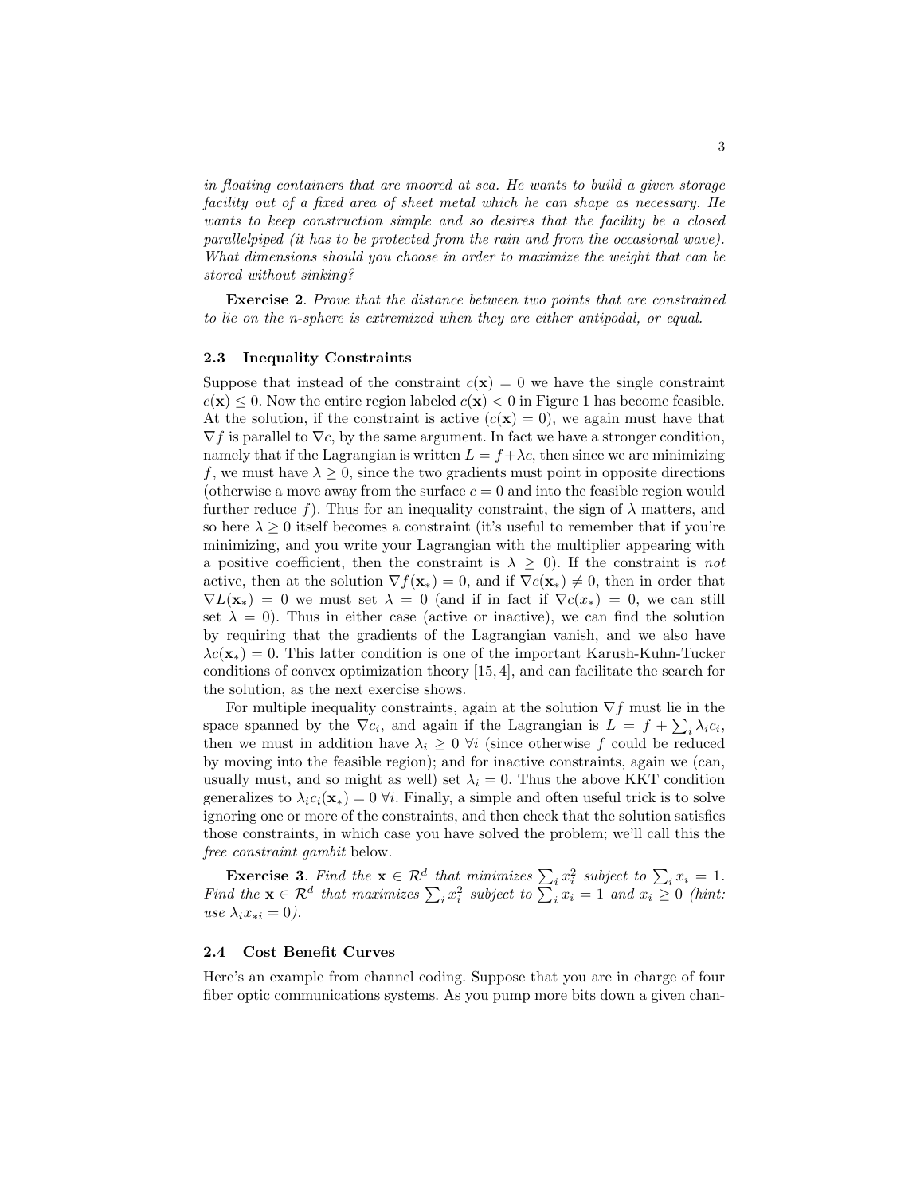*in floating containers that are moored at sea. He wants to build a given storage facility out of a fixed area of sheet metal which he can shape as necessary. He wants to keep construction simple and so desires that the facility be a closed parallelpiped (it has to be protected from the rain and from the occasional wave). What dimensions should you choose in order to maximize the weight that can be stored without sinking?*

**Exercise 2**. *Prove that the distance between two points that are constrained to lie on the n-sphere is extremized when they are either antipodal, or equal.*

### 2.3 Inequality Constraints

Suppose that instead of the constraint $c(\mathbf{x}) = 0$ we have the single constraint $c(\mathbf{x}) \leq 0$. Now the entire region labeled $c(\mathbf{x}) < 0$ in Figure 1 has become feasible. At the solution, if the constraint is active ($c(\mathbf{x}) = 0$), we again must have that $\nabla f$ is parallel to $\nabla c$, by the same argument. In fact we have a stronger condition, namely that if the Lagrangian is written $L = f + \lambda c$, then since we are minimizing $f$, we must have $\lambda \geq 0$, since the two gradients must point in opposite directions (otherwise a move away from the surface $c = 0$ and into the feasible region would further reduce $f$). Thus for an inequality constraint, the sign of $\lambda$ matters, and so here $\lambda \geq 0$ itself becomes a constraint (it's useful to remember that if you're minimizing, and you write your Lagrangian with the multiplier appearing with a positive coefficient, then the constraint is $\lambda \geq 0$). If the constraint is *not* active, then at the solution $\nabla f(\mathbf{x}_*) = 0$, and if $\nabla c(\mathbf{x}_*) \neq 0$, then in order that $\nabla L(\mathbf{x}_*) = 0$ we must set $\lambda = 0$ (and if in fact if $\nabla c(x_*) = 0$, we can still set $\lambda = 0$). Thus in either case (active or inactive), we can find the solution by requiring that the gradients of the Lagrangian vanish, and we also have $\lambda c(\mathbf{x}_*) = 0$. This latter condition is one of the important Karush-Kuhn-Tucker conditions of convex optimization theory [15, 4], and can facilitate the search for the solution, as the next exercise shows.

For multiple inequality constraints, again at the solution $\nabla f$ must lie in the space spanned by the $\nabla c_i$, and again if the Lagrangian is $L = f + \sum_i \lambda_i c_i$, then we must in addition have $\lambda_i \geq 0 \; \forall i$ (since otherwise $f$ could be reduced by moving into the feasible region); and for inactive constraints, again we (can, usually must, and so might as well) set $\lambda_i = 0$. Thus the above KKT condition generalizes to $\lambda_i c_i(\mathbf{x}_*) = 0 \; \forall i$. Finally, a simple and often useful trick is to solve ignoring one or more of the constraints, and then check that the solution satisfies those constraints, in which case you have solved the problem; we'll call this the *free constraint gambit* below.

**Exercise 3**. *Find the $\mathbf{x} \in \mathcal{R}^d$ that minimizes $\sum_i x_i^2$ subject to $\sum_i x_i = 1$. Find the $\mathbf{x} \in \mathcal{R}^d$ that maximizes $\sum_i x_i^2$ subject to $\sum_i x_i = 1$ and $x_i \geq 0$ (hint: use $\lambda_i x_{*i} = 0$).*

### 2.4 Cost Benefit Curves

Here's an example from channel coding. Suppose that you are in charge of four fiber optic communications systems. As you pump more bits down a given chan-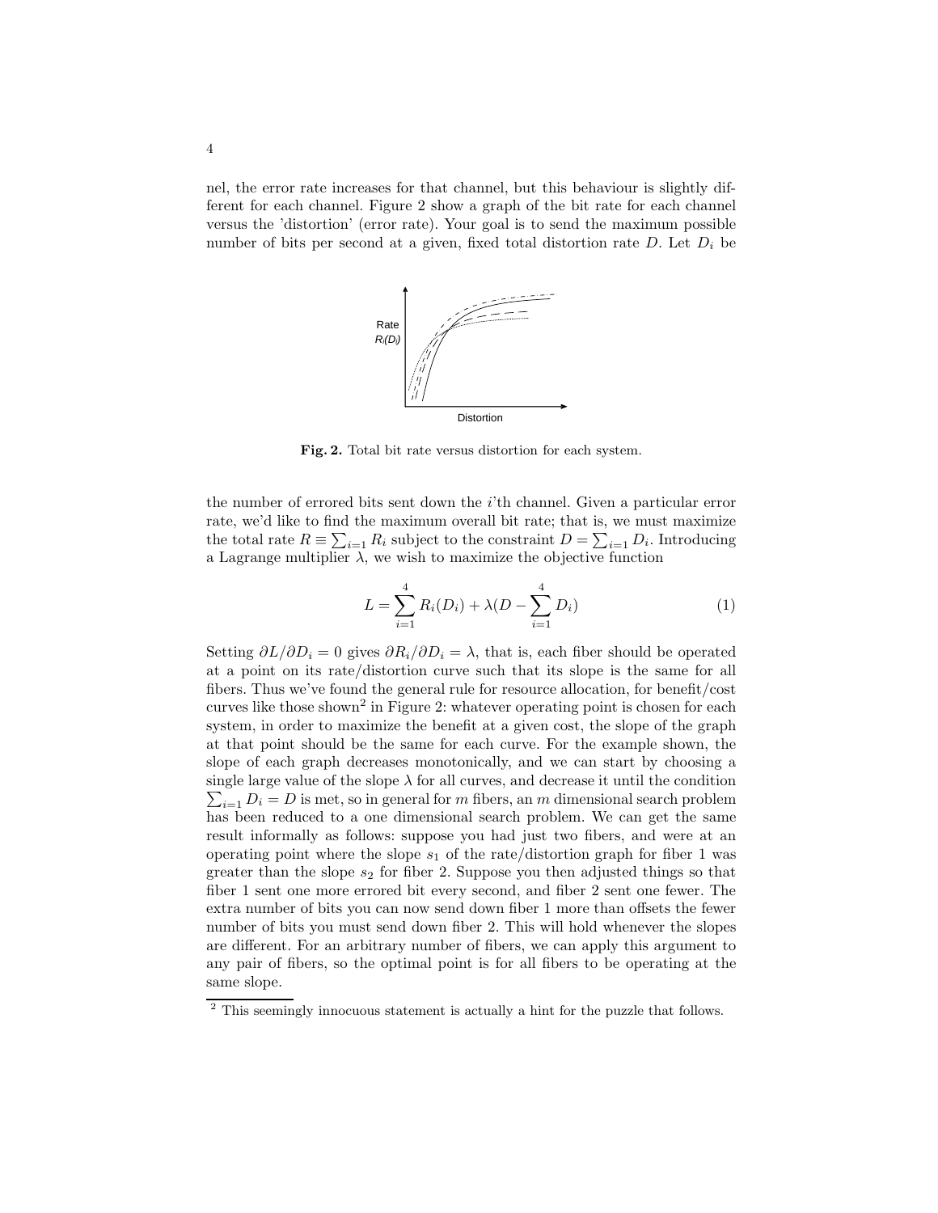nel, the error rate increases for that channel, but this behaviour is slightly different for each channel. Figure 2 show a graph of the bit rate for each channel versus the 'distortion' (error rate). Your goal is to send the maximum possible number of bits per second at a given, fixed total distortion rate $D$. Let $D_i$ be

**Fig. 2.** Total bit rate versus distortion for each system.

the number of errored bits sent down the $i$'th channel. Given a particular error rate, we'd like to find the maximum overall bit rate; that is, we must maximize the total rate $R \equiv \sum_{i=1} R_i$ subject to the constraint $D = \sum_{i=1} D_i$. Introducing a Lagrange multiplier $\lambda$, we wish to maximize the objective function

$$L = \sum_{i=1}^{4} R_i(D_i) + \lambda(D - \sum_{i=1}^{4} D_i) \tag{1}$$

Setting $\partial L/\partial D_i = 0$ gives $\partial R_i/\partial D_i = \lambda$, that is, each fiber should be operated at a point on its rate/distortion curve such that its slope is the same for all fibers. Thus we've found the general rule for resource allocation, for benefit/cost curves like those shown[2] in Figure 2: whatever operating point is chosen for each system, in order to maximize the benefit at a given cost, the slope of the graph at that point should be the same for each curve. For the example shown, the slope of each graph decreases monotonically, and we can start by choosing a single large value of the slope $\lambda$ for all curves, and decrease it until the condition $\sum_{i=1} D_i = D$ is met, so in general for $m$ fibers, an $m$ dimensional search problem has been reduced to a one dimensional search problem. We can get the same result informally as follows: suppose you had just two fibers, and were at an operating point where the slope $s_1$ of the rate/distortion graph for fiber 1 was greater than the slope $s_2$ for fiber 2. Suppose you then adjusted things so that fiber 1 sent one more errored bit every second, and fiber 2 sent one fewer. The extra number of bits you can now send down fiber 1 more than offsets the fewer number of bits you must send down fiber 2. This will hold whenever the slopes are different. For an arbitrary number of fibers, we can apply this argument to any pair of fibers, so the optimal point is for all fibers to be operating at the same slope.

[2] This seemingly innocuous statement is actually a hint for the puzzle that follows.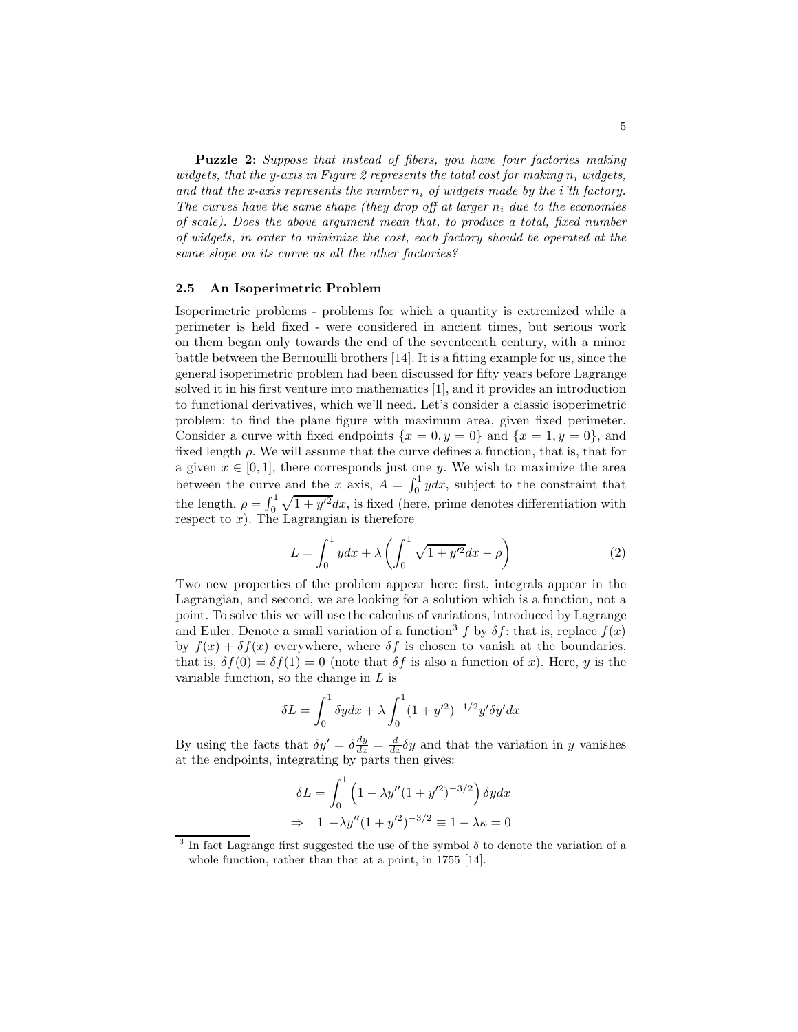**Puzzle 2**: *Suppose that instead of fibers, you have four factories making widgets, that the y-axis in Figure 2 represents the total cost for making $n_i$ widgets, and that the x-axis represents the number $n_i$ of widgets made by the i'th factory. The curves have the same shape (they drop off at larger $n_i$ due to the economies of scale). Does the above argument mean that, to produce a total, fixed number of widgets, in order to minimize the cost, each factory should be operated at the same slope on its curve as all the other factories?*

### 2.5 An Isoperimetric Problem

Isoperimetric problems - problems for which a quantity is extremized while a perimeter is held fixed - were considered in ancient times, but serious work on them began only towards the end of the seventeenth century, with a minor battle between the Bernouilli brothers [14]. It is a fitting example for us, since the general isoperimetric problem had been discussed for fifty years before Lagrange solved it in his first venture into mathematics [1], and it provides an introduction to functional derivatives, which we'll need. Let's consider a classic isoperimetric problem: to find the plane figure with maximum area, given fixed perimeter. Consider a curve with fixed endpoints $\{x = 0, y = 0\}$ and $\{x = 1, y = 0\}$, and fixed length $\rho$. We will assume that the curve defines a function, that is, that for a given $x \in [0, 1]$, there corresponds just one $y$. We wish to maximize the area between the curve and the $x$ axis, $A = \int_0^1 y dx$, subject to the constraint that the length, $\rho = \int_0^1 \sqrt{1 + y'^2} dx$, is fixed (here, prime denotes differentiation with respect to $x$). The Lagrangian is therefore

$$L = \int_0^1 y dx + \lambda \left( \int_0^1 \sqrt{1 + y'^2} dx - \rho \right) \tag{2}$$

Two new properties of the problem appear here: first, integrals appear in the Lagrangian, and second, we are looking for a solution which is a function, not a point. To solve this we will use the calculus of variations, introduced by Lagrange and Euler. Denote a small variation of a function[3] $f$ by $\delta f$: that is, replace $f(x)$ by $f(x) + \delta f(x)$ everywhere, where $\delta f$ is chosen to vanish at the boundaries, that is, $\delta f(0) = \delta f(1) = 0$ (note that $\delta f$ is also a function of $x$). Here, $y$ is the variable function, so the change in $L$ is

$$\delta L = \int_0^1 \delta y dx + \lambda \int_0^1 (1 + y'^2)^{-1/2} y' \delta y' dx$$

By using the facts that $\delta y' = \delta \frac{dy}{dx} = \frac{d}{dx} \delta y$ and that the variation in $y$ vanishes at the endpoints, integrating by parts then gives:

$$\delta L = \int_0^1 \left( 1 - \lambda y''(1 + y'^2)^{-3/2} \right) \delta y dx$$

$$\Rightarrow \quad 1 - \lambda y''(1 + y'^2)^{-3/2} \equiv 1 - \lambda \kappa = 0$$

[3] In fact Lagrange first suggested the use of the symbol $\delta$ to denote the variation of a whole function, rather than that at a point, in 1755 [14].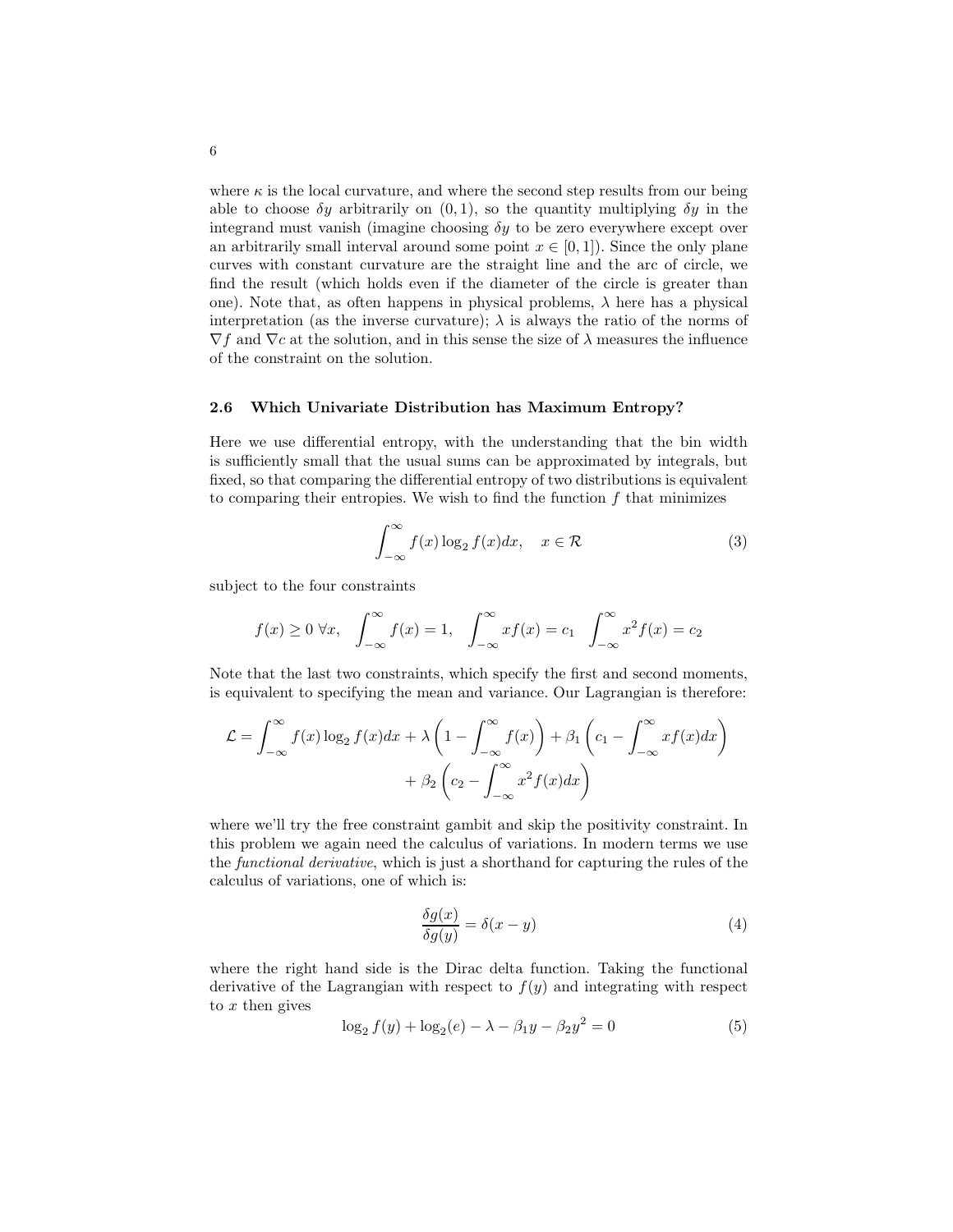where $\kappa$ is the local curvature, and where the second step results from our being able to choose $\delta y$ arbitrarily on $(0, 1)$, so the quantity multiplying $\delta y$ in the integrand must vanish (imagine choosing $\delta y$ to be zero everywhere except over an arbitrarily small interval around some point $x \in [0, 1]$). Since the only plane curves with constant curvature are the straight line and the arc of circle, we find the result (which holds even if the diameter of the circle is greater than one). Note that, as often happens in physical problems, $\lambda$ here has a physical interpretation (as the inverse curvature); $\lambda$ is always the ratio of the norms of $\nabla f$ and $\nabla c$ at the solution, and in this sense the size of $\lambda$ measures the influence of the constraint on the solution.

### 2.6 Which Univariate Distribution has Maximum Entropy?

Here we use differential entropy, with the understanding that the bin width is sufficiently small that the usual sums can be approximated by integrals, but fixed, so that comparing the differential entropy of two distributions is equivalent to comparing their entropies. We wish to find the function $f$ that minimizes

$$\int_{-\infty}^{\infty} f(x) \log_2 f(x) dx, \quad x \in \mathcal{R} \tag{3}$$

subject to the four constraints

$$f(x) \geq 0 \ \forall x, \quad \int_{-\infty}^{\infty} f(x) = 1, \quad \int_{-\infty}^{\infty} x f(x) = c_1 \quad \int_{-\infty}^{\infty} x^2 f(x) = c_2$$

Note that the last two constraints, which specify the first and second moments, is equivalent to specifying the mean and variance. Our Lagrangian is therefore:

$$\mathcal{L} = \int_{-\infty}^{\infty} f(x) \log_2 f(x) dx + \lambda \left(1 - \int_{-\infty}^{\infty} f(x)\right) + \beta_1 \left(c_1 - \int_{-\infty}^{\infty} x f(x) dx\right) + \beta_2 \left(c_2 - \int_{-\infty}^{\infty} x^2 f(x) dx\right)$$

where we'll try the free constraint gambit and skip the positivity constraint. In this problem we again need the calculus of variations. In modern terms we use the *functional derivative*, which is just a shorthand for capturing the rules of the calculus of variations, one of which is:

$$\frac{\delta g(x)}{\delta g(y)} = \delta(x - y) \tag{4}$$

where the right hand side is the Dirac delta function. Taking the functional derivative of the Lagrangian with respect to $f(y)$ and integrating with respect to $x$ then gives

$$\log_2 f(y) + \log_2(e) - \lambda - \beta_1 y - \beta_2 y^2 = 0 \tag{5}$$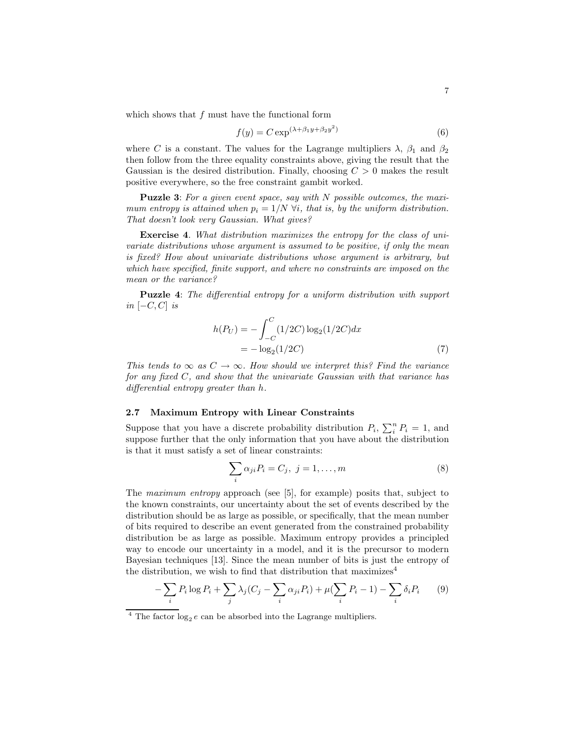which shows that $f$ must have the functional form

$$f(y) = C \exp^{(\lambda + \beta_1 y + \beta_2 y^2)} \tag{6}$$

where $C$ is a constant. The values for the Lagrange multipliers $\lambda$, $\beta_1$ and $\beta_2$ then follow from the three equality constraints above, giving the result that the Gaussian is the desired distribution. Finally, choosing $C > 0$ makes the result positive everywhere, so the free constraint gambit worked.

**Puzzle 3**: *For a given event space, say with $N$ possible outcomes, the maximum entropy is attained when $p_i = 1/N \; \forall i$, that is, by the uniform distribution. That doesn't look very Gaussian. What gives?*

**Exercise 4**. *What distribution maximizes the entropy for the class of univariate distributions whose argument is assumed to be positive, if only the mean is fixed? How about univariate distributions whose argument is arbitrary, but which have specified, finite support, and where no constraints are imposed on the mean or the variance?*

**Puzzle 4**: *The differential entropy for a uniform distribution with support in $[-C, C]$ is*

$$\begin{aligned} h(P_U) &= -\int_{-C}^{C} (1/2C) \log_2(1/2C) dx \\ &= -\log_2(1/2C) \end{aligned} \tag{7}$$

*This tends to $\infty$ as $C \to \infty$. How should we interpret this? Find the variance for any fixed $C$, and show that the univariate Gaussian with that variance has differential entropy greater than $h$.*

### 2.7 Maximum Entropy with Linear Constraints

Suppose that you have a discrete probability distribution $P_i$, $\sum_i^n P_i = 1$, and suppose further that the only information that you have about the distribution is that it must satisfy a set of linear constraints:

$$\sum_i \alpha_{ji} P_i = C_j, \; j = 1, \ldots, m \tag{8}$$

The *maximum entropy* approach (see [5], for example) posits that, subject to the known constraints, our uncertainty about the set of events described by the distribution should be as large as possible, or specifically, that the mean number of bits required to describe an event generated from the constrained probability distribution be as large as possible. Maximum entropy provides a principled way to encode our uncertainty in a model, and it is the precursor to modern Bayesian techniques [13]. Since the mean number of bits is just the entropy of the distribution, we wish to find that distribution that maximizes[4]

$$-\sum_i P_i \log P_i + \sum_j \lambda_j (C_j - \sum_i \alpha_{ji} P_i) + \mu(\sum_i P_i - 1) - \sum_i \delta_i P_i \tag{9}$$

[4] The factor $\log_2 e$ can be absorbed into the Lagrange multipliers.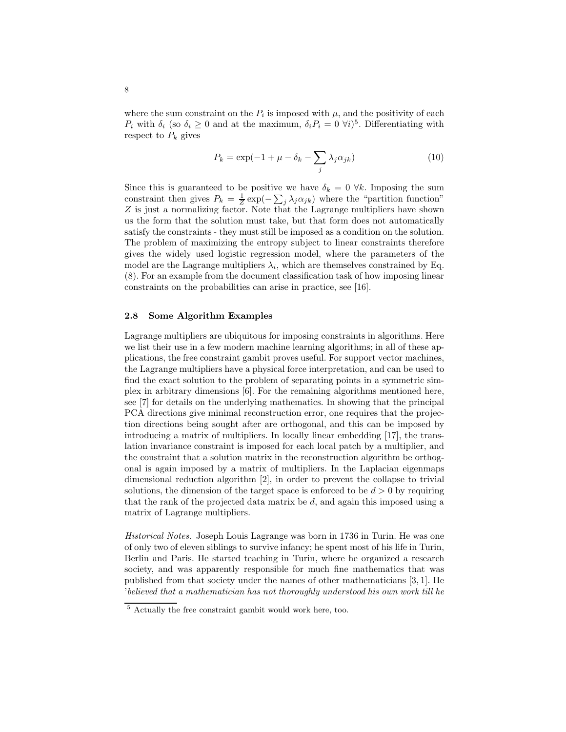where the sum constraint on the $P_i$ is imposed with $\mu$, and the positivity of each $P_i$ with $\delta_i$ (so $\delta_i \geq 0$ and at the maximum, $\delta_i P_i = 0 \; \forall i$)[5]. Differentiating with respect to $P_k$ gives

$$P_k = \exp(-1 + \mu - \delta_k - \sum_j \lambda_j \alpha_{jk}) \tag{10}$$

Since this is guaranteed to be positive we have $\delta_k = 0 \; \forall k$. Imposing the sum constraint then gives $P_k = \frac{1}{Z}\exp(-\sum_j \lambda_j \alpha_{jk})$ where the "partition function" $Z$ is just a normalizing factor. Note that the Lagrange multipliers have shown us the form that the solution must take, but that form does not automatically satisfy the constraints - they must still be imposed as a condition on the solution. The problem of maximizing the entropy subject to linear constraints therefore gives the widely used logistic regression model, where the parameters of the model are the Lagrange multipliers $\lambda_i$, which are themselves constrained by Eq. (8). For an example from the document classification task of how imposing linear constraints on the probabilities can arise in practice, see [16].

### 2.8 Some Algorithm Examples

Lagrange multipliers are ubiquitous for imposing constraints in algorithms. Here we list their use in a few modern machine learning algorithms; in all of these applications, the free constraint gambit proves useful. For support vector machines, the Lagrange multipliers have a physical force interpretation, and can be used to find the exact solution to the problem of separating points in a symmetric simplex in arbitrary dimensions [6]. For the remaining algorithms mentioned here, see [7] for details on the underlying mathematics. In showing that the principal PCA directions give minimal reconstruction error, one requires that the projection directions being sought after are orthogonal, and this can be imposed by introducing a matrix of multipliers. In locally linear embedding [17], the translation invariance constraint is imposed for each local patch by a multiplier, and the constraint that a solution matrix in the reconstruction algorithm be orthogonal is again imposed by a matrix of multipliers. In the Laplacian eigenmaps dimensional reduction algorithm [2], in order to prevent the collapse to trivial solutions, the dimension of the target space is enforced to be $d > 0$ by requiring that the rank of the projected data matrix be $d$, and again this imposed using a matrix of Lagrange multipliers.

*Historical Notes.* Joseph Louis Lagrange was born in 1736 in Turin. He was one of only two of eleven siblings to survive infancy; he spent most of his life in Turin, Berlin and Paris. He started teaching in Turin, where he organized a research society, and was apparently responsible for much fine mathematics that was published from that society under the names of other mathematicians [3, 1]. He '*believed that a mathematician has not thoroughly understood his own work till he*

[5] Actually the free constraint gambit would work here, too.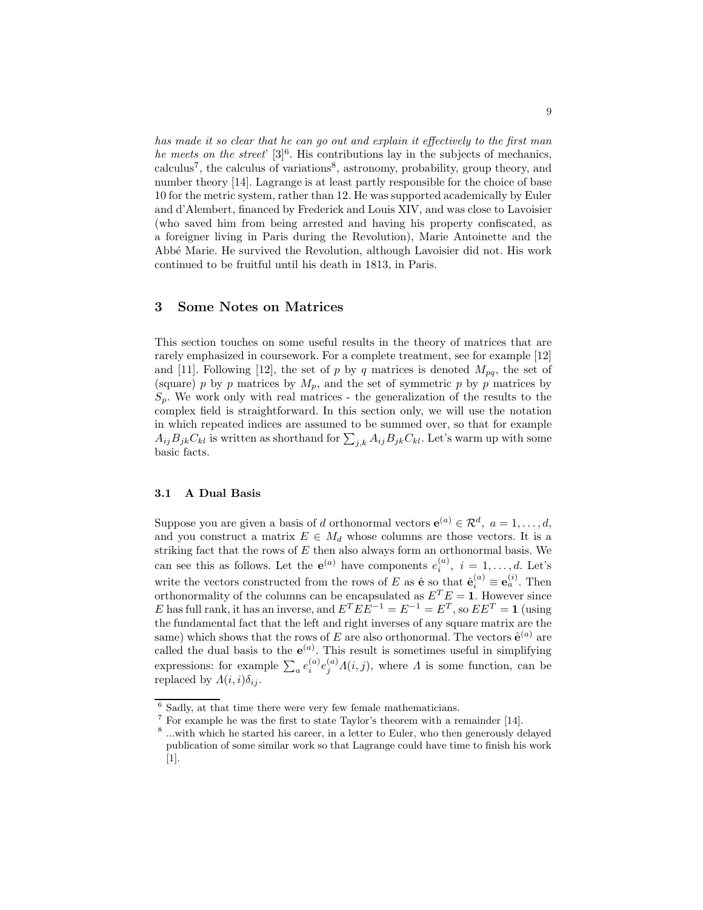*has made it so clear that he can go out and explain it effectively to the first man he meets on the street*' [3][6]. His contributions lay in the subjects of mechanics, calculus[7], the calculus of variations[8], astronomy, probability, group theory, and number theory [14]. Lagrange is at least partly responsible for the choice of base 10 for the metric system, rather than 12. He was supported academically by Euler and d'Alembert, financed by Frederick and Louis XIV, and was close to Lavoisier (who saved him from being arrested and having his property confiscated, as a foreigner living in Paris during the Revolution), Marie Antoinette and the Abbé Marie. He survived the Revolution, although Lavoisier did not. His work continued to be fruitful until his death in 1813, in Paris.

## 3 Some Notes on Matrices

This section touches on some useful results in the theory of matrices that are rarely emphasized in coursework. For a complete treatment, see for example [12] and [11]. Following [12], the set of $p$ by $q$ matrices is denoted $M_{pq}$, the set of (square) $p$ by $p$ matrices by $M_p$, and the set of symmetric $p$ by $p$ matrices by $S_p$. We work only with real matrices - the generalization of the results to the complex field is straightforward. In this section only, we will use the notation in which repeated indices are assumed to be summed over, so that for example $A_{ij}B_{jk}C_{kl}$ is written as shorthand for $\sum_{j,k} A_{ij}B_{jk}C_{kl}$. Let's warm up with some basic facts.

### 3.1 A Dual Basis

Suppose you are given a basis of $d$ orthonormal vectors $\mathbf{e}^{(a)} \in \mathcal{R}^d,\ a = 1, \ldots, d$, and you construct a matrix $E \in M_d$ whose columns are those vectors. It is a striking fact that the rows of $E$ then also always form an orthonormal basis. We can see this as follows. Let the $\mathbf{e}^{(a)}$ have components $e_i^{(a)},\ i = 1, \ldots, d$. Let's write the vectors constructed from the rows of $E$ as $\hat{\mathbf{e}}$ so that $\hat{\mathbf{e}}_i^{(a)} \equiv \mathbf{e}_a^{(i)}$. Then orthonormality of the columns can be encapsulated as $E^T E = \mathbf{1}$. However since $E$ has full rank, it has an inverse, and $E^T E E^{-1} = E^{-1} = E^T$, so $EE^T = \mathbf{1}$ (using the fundamental fact that the left and right inverses of any square matrix are the same) which shows that the rows of $E$ are also orthonormal. The vectors $\hat{\mathbf{e}}^{(a)}$ are called the dual basis to the $\mathbf{e}^{(a)}$. This result is sometimes useful in simplifying expressions: for example $\sum_a e_i^{(a)} e_j^{(a)} \Lambda(i, j)$, where $\Lambda$ is some function, can be replaced by $\Lambda(i, i)\delta_{ij}$.

---

[6] Sadly, at that time there were very few female mathematicians.

[7] For example he was the first to state Taylor's theorem with a remainder [14].

[8] ...with which he started his career, in a letter to Euler, who then generously delayed publication of some similar work so that Lagrange could have time to finish his work [1].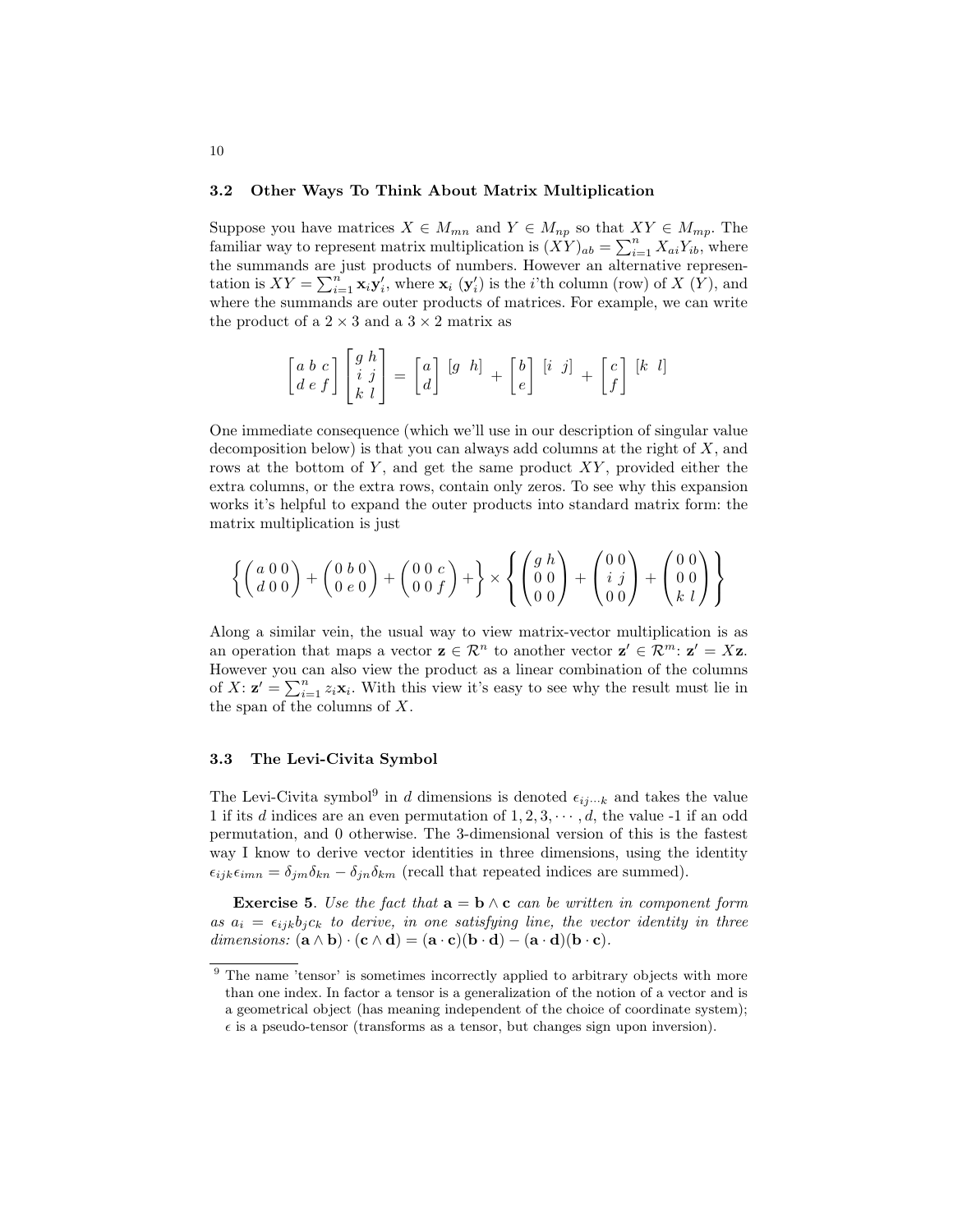### 3.2 Other Ways To Think About Matrix Multiplication

Suppose you have matrices $X \in M_{mn}$ and $Y \in M_{np}$ so that $XY \in M_{mp}$. The familiar way to represent matrix multiplication is $(XY)_{ab} = \sum_{i=1}^{n} X_{ai}Y_{ib}$, where the summands are just products of numbers. However an alternative representation is $XY = \sum_{i=1}^{n} \mathbf{x}_i \mathbf{y}'_i$, where $\mathbf{x}_i$ ($\mathbf{y}'_i$) is the $i$'th column (row) of $X$ ($Y$), and where the summands are outer products of matrices. For example, we can write the product of a $2 \times 3$ and a $3 \times 2$ matrix as

$$\begin{bmatrix} a & b & c \\ d & e & f \end{bmatrix} \begin{bmatrix} g & h \\ i & j \\ k & l \end{bmatrix} = \begin{bmatrix} a \\ d \end{bmatrix} [g \;\; h] + \begin{bmatrix} b \\ e \end{bmatrix} [i \;\; j] + \begin{bmatrix} c \\ f \end{bmatrix} [k \;\; l]$$

One immediate consequence (which we'll use in our description of singular value decomposition below) is that you can always add columns at the right of $X$, and rows at the bottom of $Y$, and get the same product $XY$, provided either the extra columns, or the extra rows, contain only zeros. To see why this expansion works it's helpful to expand the outer products into standard matrix form: the matrix multiplication is just

$$\left\{ \begin{pmatrix} a & 0 & 0 \\ d & 0 & 0 \end{pmatrix} + \begin{pmatrix} 0 & b & 0 \\ 0 & e & 0 \end{pmatrix} + \begin{pmatrix} 0 & 0 & c \\ 0 & 0 & f \end{pmatrix} + \right\} \times \left\{ \begin{pmatrix} g & h \\ 0 & 0 \\ 0 & 0 \end{pmatrix} + \begin{pmatrix} 0 & 0 \\ i & j \\ 0 & 0 \end{pmatrix} + \begin{pmatrix} 0 & 0 \\ 0 & 0 \\ k & l \end{pmatrix} \right\}$$

Along a similar vein, the usual way to view matrix-vector multiplication is as an operation that maps a vector $\mathbf{z} \in \mathcal{R}^n$ to another vector $\mathbf{z}' \in \mathcal{R}^m$: $\mathbf{z}' = X\mathbf{z}$. However you can also view the product as a linear combination of the columns of $X$: $\mathbf{z}' = \sum_{i=1}^{n} z_i \mathbf{x}_i$. With this view it's easy to see why the result must lie in the span of the columns of $X$.

### 3.3 The Levi-Civita Symbol

The Levi-Civita symbol[9] in $d$ dimensions is denoted $\epsilon_{ij\cdots k}$ and takes the value 1 if its $d$ indices are an even permutation of $1, 2, 3, \cdots, d$, the value -1 if an odd permutation, and 0 otherwise. The 3-dimensional version of this is the fastest way I know to derive vector identities in three dimensions, using the identity $\epsilon_{ijk}\epsilon_{imn} = \delta_{jm}\delta_{kn} - \delta_{jn}\delta_{km}$ (recall that repeated indices are summed).

**Exercise 5**. *Use the fact that* $\mathbf{a} = \mathbf{b} \wedge \mathbf{c}$ *can be written in component form as* $a_i = \epsilon_{ijk} b_j c_k$ *to derive, in one satisfying line, the vector identity in three dimensions:* $(\mathbf{a} \wedge \mathbf{b}) \cdot (\mathbf{c} \wedge \mathbf{d}) = (\mathbf{a} \cdot \mathbf{c})(\mathbf{b} \cdot \mathbf{d}) - (\mathbf{a} \cdot \mathbf{d})(\mathbf{b} \cdot \mathbf{c})$.

[9] The name 'tensor' is sometimes incorrectly applied to arbitrary objects with more than one index. In factor a tensor is a generalization of the notion of a vector and is a geometrical object (has meaning independent of the choice of coordinate system); $\epsilon$ is a pseudo-tensor (transforms as a tensor, but changes sign upon inversion).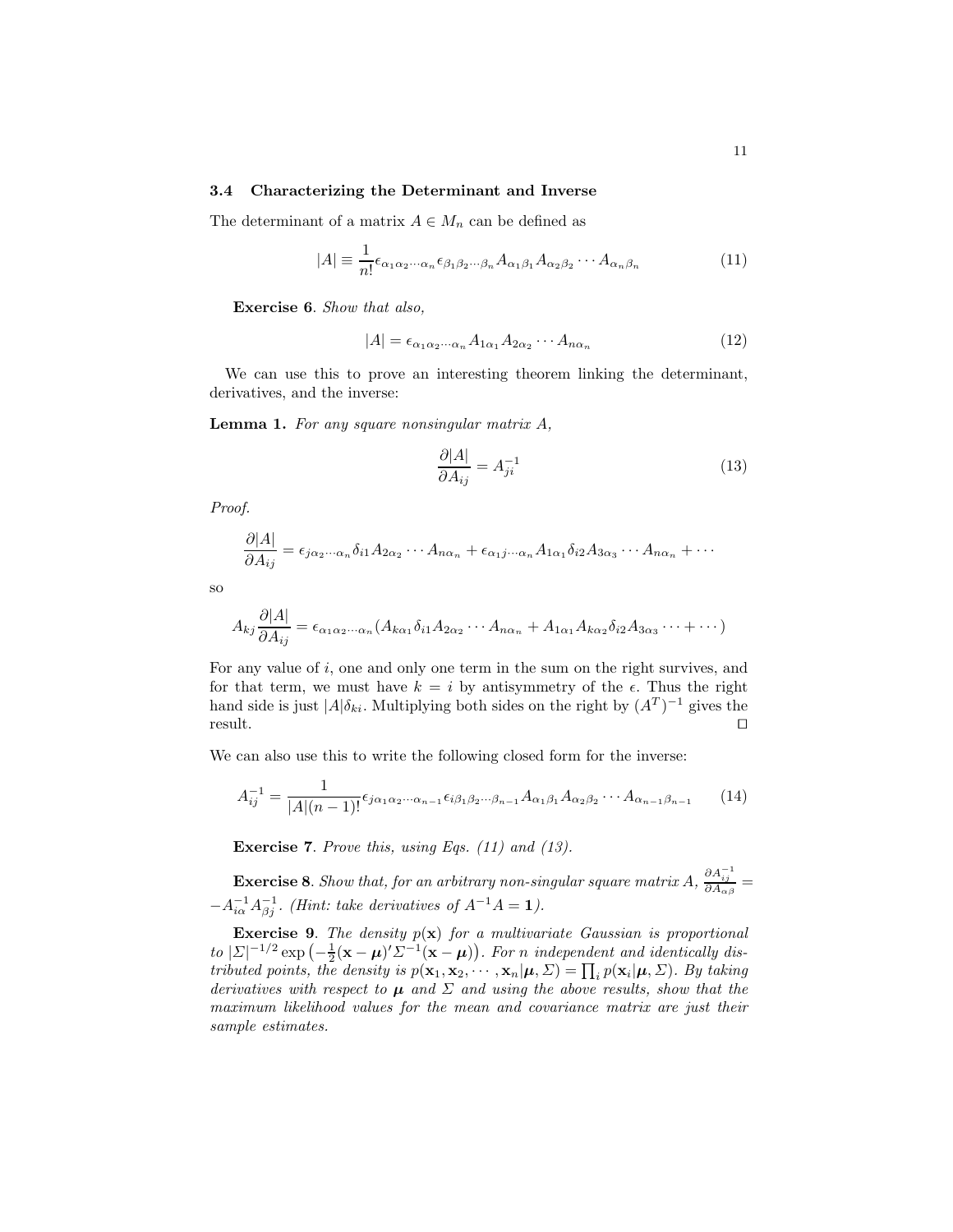### 3.4 Characterizing the Determinant and Inverse

The determinant of a matrix $A \in M_n$ can be defined as

$$|A| \equiv \frac{1}{n!} \epsilon_{\alpha_1 \alpha_2 \cdots \alpha_n} \epsilon_{\beta_1 \beta_2 \cdots \beta_n} A_{\alpha_1 \beta_1} A_{\alpha_2 \beta_2} \cdots A_{\alpha_n \beta_n} \tag{11}$$

**Exercise 6**. *Show that also,*

$$|A| = \epsilon_{\alpha_1 \alpha_2 \cdots \alpha_n} A_{1\alpha_1} A_{2\alpha_2} \cdots A_{n\alpha_n} \tag{12}$$

We can use this to prove an interesting theorem linking the determinant, derivatives, and the inverse:

**Lemma 1.** *For any square nonsingular matrix $A$,*

$$\frac{\partial |A|}{\partial A_{ij}} = A^{-1}_{ji} \tag{13}$$

*Proof.*

$$\frac{\partial |A|}{\partial A_{ij}} = \epsilon_{j\alpha_2 \cdots \alpha_n} \delta_{i1} A_{2\alpha_2} \cdots A_{n\alpha_n} + \epsilon_{\alpha_1 j \cdots \alpha_n} A_{1\alpha_1} \delta_{i2} A_{3\alpha_3} \cdots A_{n\alpha_n} + \cdots$$

so

$$A_{kj} \frac{\partial |A|}{\partial A_{ij}} = \epsilon_{\alpha_1 \alpha_2 \cdots \alpha_n} (A_{k\alpha_1} \delta_{i1} A_{2\alpha_2} \cdots A_{n\alpha_n} + A_{1\alpha_1} A_{k\alpha_2} \delta_{i2} A_{3\alpha_3} \cdots + \cdots)$$

For any value of $i$, one and only one term in the sum on the right survives, and for that term, we must have $k = i$ by antisymmetry of the $\epsilon$. Thus the right hand side is just $|A|\delta_{ki}$. Multiplying both sides on the right by $(A^T)^{-1}$ gives the result. ◻

We can also use this to write the following closed form for the inverse:

$$A^{-1}_{ij} = \frac{1}{|A|(n-1)!} \epsilon_{j\alpha_1 \alpha_2 \cdots \alpha_{n-1}} \epsilon_{i\beta_1 \beta_2 \cdots \beta_{n-1}} A_{\alpha_1 \beta_1} A_{\alpha_2 \beta_2} \cdots A_{\alpha_{n-1} \beta_{n-1}} \tag{14}$$

**Exercise 7**. *Prove this, using Eqs. (11) and (13).*

**Exercise 8**. *Show that, for an arbitrary non-singular square matrix $A$, $\frac{\partial A^{-1}_{ij}}{\partial A_{\alpha\beta}} = -A^{-1}_{i\alpha} A^{-1}_{\beta j}$. (Hint: take derivatives of $A^{-1}A = \mathbf{1}$).*

**Exercise 9**. *The density $p(\mathbf{x})$ for a multivariate Gaussian is proportional to $|\Sigma|^{-1/2} \exp\left(-\frac{1}{2}(\mathbf{x} - \boldsymbol{\mu})' \Sigma^{-1} (\mathbf{x} - \boldsymbol{\mu})\right)$. For $n$ independent and identically distributed points, the density is $p(\mathbf{x}_1, \mathbf{x}_2, \cdots, \mathbf{x}_n | \boldsymbol{\mu}, \Sigma) = \prod_i p(\mathbf{x}_i | \boldsymbol{\mu}, \Sigma)$. By taking derivatives with respect to $\boldsymbol{\mu}$ and $\Sigma$ and using the above results, show that the maximum likelihood values for the mean and covariance matrix are just their sample estimates.*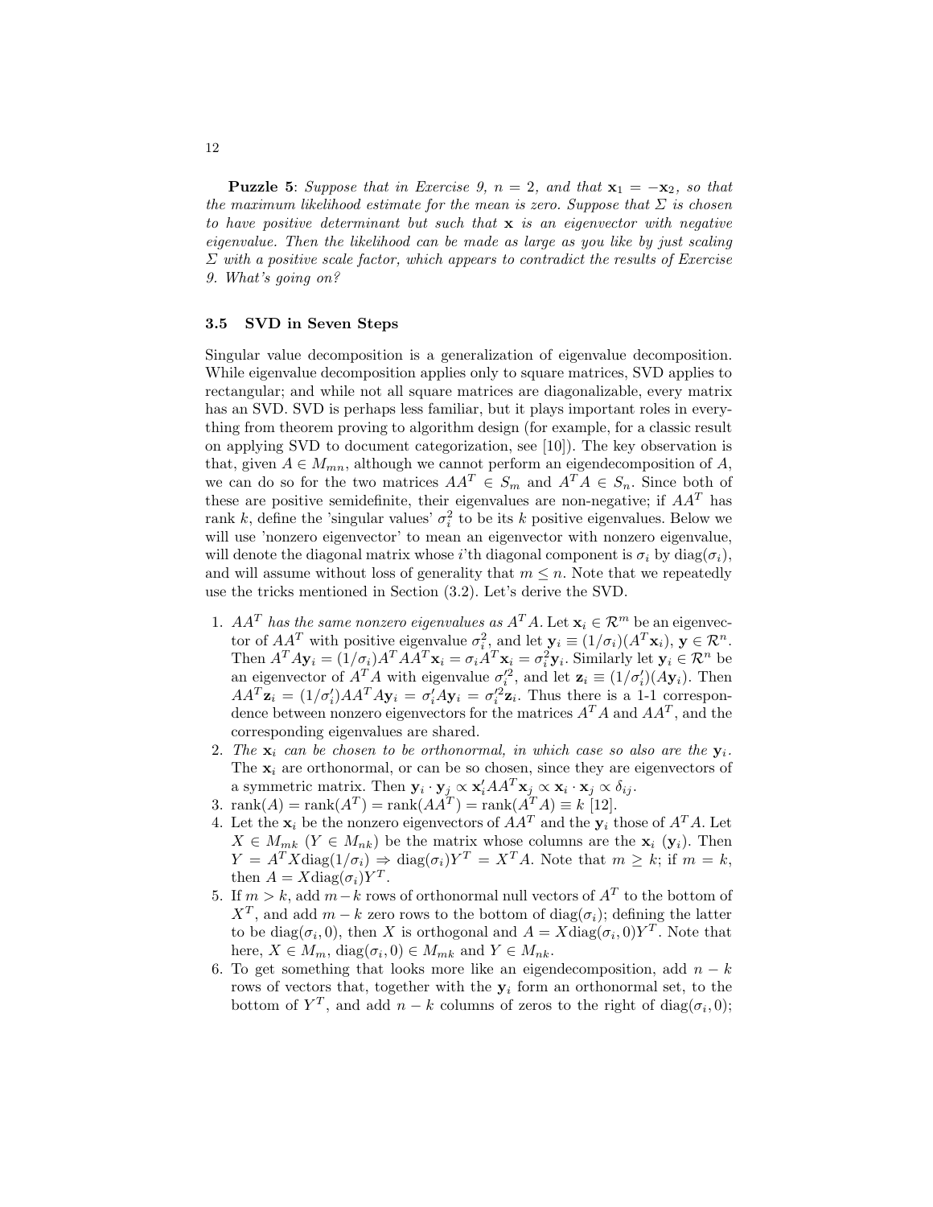**Puzzle 5**: *Suppose that in Exercise 9, $n = 2$, and that $\mathbf{x}_1 = -\mathbf{x}_2$, so that the maximum likelihood estimate for the mean is zero. Suppose that $\Sigma$ is chosen to have positive determinant but such that $\mathbf{x}$ is an eigenvector with negative eigenvalue. Then the likelihood can be made as large as you like by just scaling $\Sigma$ with a positive scale factor, which appears to contradict the results of Exercise 9. What's going on?*

### 3.5 SVD in Seven Steps

Singular value decomposition is a generalization of eigenvalue decomposition. While eigenvalue decomposition applies only to square matrices, SVD applies to rectangular; and while not all square matrices are diagonalizable, every matrix has an SVD. SVD is perhaps less familiar, but it plays important roles in everything from theorem proving to algorithm design (for example, for a classic result on applying SVD to document categorization, see [10]). The key observation is that, given $A \in M_{mn}$, although we cannot perform an eigendecomposition of $A$, we can do so for the two matrices $AA^T \in S_m$ and $A^TA \in S_n$. Since both of these are positive semidefinite, their eigenvalues are non-negative; if $AA^T$ has rank $k$, define the 'singular values' $\sigma_i^2$ to be its $k$ positive eigenvalues. Below we will use 'nonzero eigenvector' to mean an eigenvector with nonzero eigenvalue, will denote the diagonal matrix whose $i$'th diagonal component is $\sigma_i$ by $\text{diag}(\sigma_i)$, and will assume without loss of generality that $m \leq n$. Note that we repeatedly use the tricks mentioned in Section (3.2). Let's derive the SVD.

1. *$AA^T$ has the same nonzero eigenvalues as $A^TA$.* Let $\mathbf{x}_i \in \mathcal{R}^m$ be an eigenvector of $AA^T$ with positive eigenvalue $\sigma_i^2$, and let $\mathbf{y}_i \equiv (1/\sigma_i)(A^T\mathbf{x}_i)$, $\mathbf{y} \in \mathcal{R}^n$. Then $A^TA\mathbf{y}_i = (1/\sigma_i)A^TAA^T\mathbf{x}_i = \sigma_i A^T\mathbf{x}_i = \sigma_i^2\mathbf{y}_i$. Similarly let $\mathbf{y}_i \in \mathcal{R}^n$ be an eigenvector of $A^TA$ with eigenvalue $\sigma_i'^2$, and let $\mathbf{z}_i \equiv (1/\sigma_i')(A\mathbf{y}_i)$. Then $AA^T\mathbf{z}_i = (1/\sigma_i')AA^TA\mathbf{y}_i = \sigma_i' A\mathbf{y}_i = \sigma_i'^2\mathbf{z}_i$. Thus there is a 1-1 correspondence between nonzero eigenvectors for the matrices $A^TA$ and $AA^T$, and the corresponding eigenvalues are shared.
2. *The $\mathbf{x}_i$ can be chosen to be orthonormal, in which case so also are the $\mathbf{y}_i$.* The $\mathbf{x}_i$ are orthonormal, or can be so chosen, since they are eigenvectors of a symmetric matrix. Then $\mathbf{y}_i \cdot \mathbf{y}_j \propto \mathbf{x}_i' AA^T\mathbf{x}_j \propto \mathbf{x}_i \cdot \mathbf{x}_j \propto \delta_{ij}$.
3. $\text{rank}(A) = \text{rank}(A^T) = \text{rank}(AA^T) = \text{rank}(A^TA) \equiv k$ [12].
4. Let the $\mathbf{x}_i$ be the nonzero eigenvectors of $AA^T$ and the $\mathbf{y}_i$ those of $A^TA$. Let $X \in M_{mk}$ ($Y \in M_{nk}$) be the matrix whose columns are the $\mathbf{x}_i$ ($\mathbf{y}_i$). Then $Y = A^TX\text{diag}(1/\sigma_i) \Rightarrow \text{diag}(\sigma_i)Y^T = X^TA$. Note that $m \geq k$; if $m = k$, then $A = X\text{diag}(\sigma_i)Y^T$.
5. If $m > k$, add $m-k$ rows of orthonormal null vectors of $A^T$ to the bottom of $X^T$, and add $m-k$ zero rows to the bottom of $\text{diag}(\sigma_i)$; defining the latter to be $\text{diag}(\sigma_i, 0)$, then $X$ is orthogonal and $A = X\text{diag}(\sigma_i, 0)Y^T$. Note that here, $X \in M_m$, $\text{diag}(\sigma_i, 0) \in M_{mk}$ and $Y \in M_{nk}$.
6. To get something that looks more like an eigendecomposition, add $n-k$ rows of vectors that, together with the $\mathbf{y}_i$ form an orthonormal set, to the bottom of $Y^T$, and add $n-k$ columns of zeros to the right of $\text{diag}(\sigma_i, 0)$;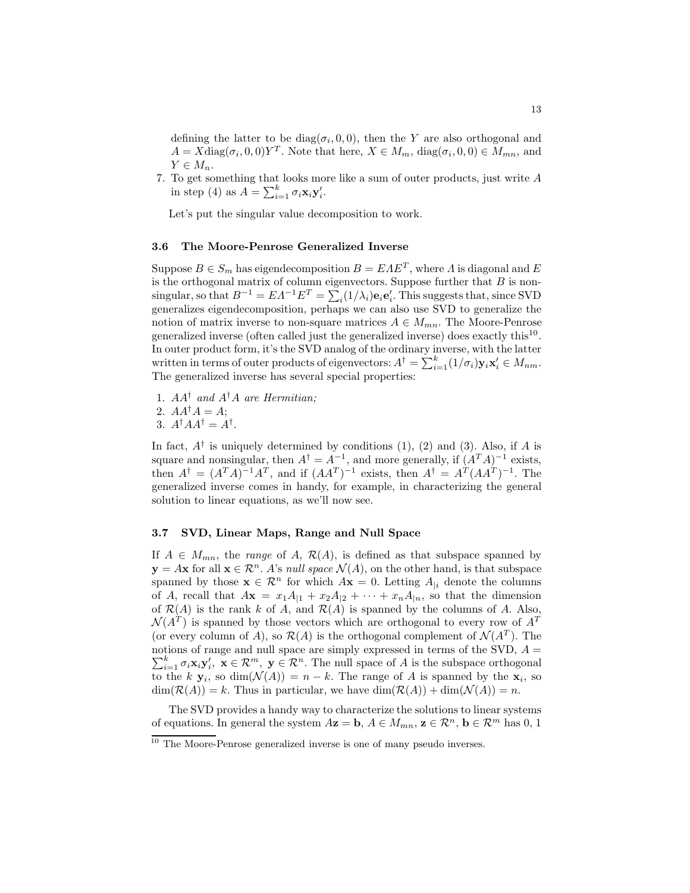defining the latter to be $\text{diag}(\sigma_i, 0, 0)$, then the $Y$ are also orthogonal and $A = X\text{diag}(\sigma_i, 0, 0)Y^T$. Note that here, $X \in M_m$, $\text{diag}(\sigma_i, 0, 0) \in M_{mn}$, and $Y \in M_n$.

7. To get something that looks more like a sum of outer products, just write $A$ in step (4) as $A = \sum_{i=1}^{k} \sigma_i \mathbf{x}_i \mathbf{y}_i'$.

Let's put the singular value decomposition to work.

### 3.6 The Moore-Penrose Generalized Inverse

Suppose $B \in S_m$ has eigendecomposition $B = E\Lambda E^T$, where $\Lambda$ is diagonal and $E$ is the orthogonal matrix of column eigenvectors. Suppose further that $B$ is non-singular, so that $B^{-1} = E\Lambda^{-1}E^T = \sum_i (1/\lambda_i)\mathbf{e}_i\mathbf{e}_i'$. This suggests that, since SVD generalizes eigendecomposition, perhaps we can also use SVD to generalize the notion of matrix inverse to non-square matrices $A \in M_{mn}$. The Moore-Penrose generalized inverse (often called just the generalized inverse) does exactly this[10]. In outer product form, it's the SVD analog of the ordinary inverse, with the latter written in terms of outer products of eigenvectors: $A^\dagger = \sum_{i=1}^{k} (1/\sigma_i)\mathbf{y}_i\mathbf{x}_i' \in M_{nm}$. The generalized inverse has several special properties:

1. *$AA^\dagger$ and $A^\dagger A$ are Hermitian;*
2. $AA^\dagger A = A$;
3. $A^\dagger AA^\dagger = A^\dagger$.

In fact, $A^\dagger$ is uniquely determined by conditions (1), (2) and (3). Also, if $A$ is square and nonsingular, then $A^\dagger = A^{-1}$, and more generally, if $(A^TA)^{-1}$ exists, then $A^\dagger = (A^TA)^{-1}A^T$, and if $(AA^T)^{-1}$ exists, then $A^\dagger = A^T(AA^T)^{-1}$. The generalized inverse comes in handy, for example, in characterizing the general solution to linear equations, as we'll now see.

### 3.7 SVD, Linear Maps, Range and Null Space

If $A \in M_{mn}$, the *range* of $A$, $\mathcal{R}(A)$, is defined as that subspace spanned by $\mathbf{y} = A\mathbf{x}$ for all $\mathbf{x} \in \mathcal{R}^n$. $A$'s *null space* $\mathcal{N}(A)$, on the other hand, is that subspace spanned by those $\mathbf{x} \in \mathcal{R}^n$ for which $A\mathbf{x} = 0$. Letting $A_{|i}$ denote the columns of $A$, recall that $A\mathbf{x} = x_1A_{|1} + x_2A_{|2} + \cdots + x_nA_{|n}$, so that the dimension of $\mathcal{R}(A)$ is the rank $k$ of $A$, and $\mathcal{R}(A)$ is spanned by the columns of $A$. Also, $\mathcal{N}(A^T)$ is spanned by those vectors which are orthogonal to every row of $A^T$ (or every column of $A$), so $\mathcal{R}(A)$ is the orthogonal complement of $\mathcal{N}(A^T)$. The notions of range and null space are simply expressed in terms of the SVD, $A = \sum_{i=1}^{k} \sigma_i\mathbf{x}_i\mathbf{y}_i'$, $\mathbf{x} \in \mathcal{R}^m$, $\mathbf{y} \in \mathcal{R}^n$. The null space of $A$ is the subspace orthogonal to the $k$ $\mathbf{y}_i$, so $\dim(\mathcal{N}(A)) = n - k$. The range of $A$ is spanned by the $\mathbf{x}_i$, so $\dim(\mathcal{R}(A)) = k$. Thus in particular, we have $\dim(\mathcal{R}(A)) + \dim(\mathcal{N}(A)) = n$.

The SVD provides a handy way to characterize the solutions to linear systems of equations. In general the system $A\mathbf{z} = \mathbf{b}$, $A \in M_{mn}$, $\mathbf{z} \in \mathcal{R}^n$, $\mathbf{b} \in \mathcal{R}^m$ has 0, 1

[10] The Moore-Penrose generalized inverse is one of many pseudo inverses.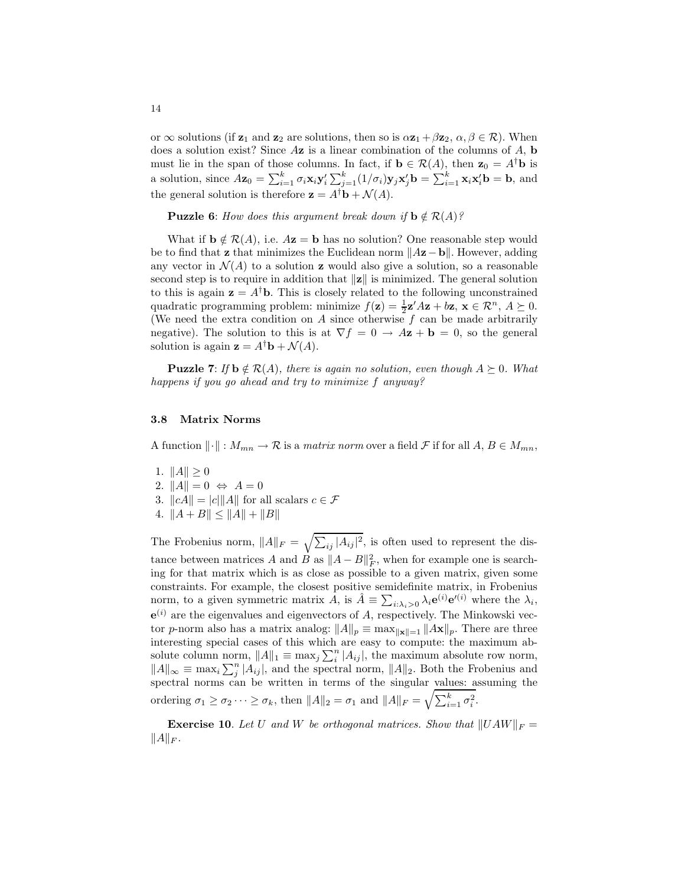or $\infty$ solutions (if $\mathbf{z}_1$ and $\mathbf{z}_2$ are solutions, then so is $\alpha\mathbf{z}_1 + \beta\mathbf{z}_2$, $\alpha, \beta \in \mathcal{R}$). When does a solution exist? Since $A\mathbf{z}$ is a linear combination of the columns of $A$, $\mathbf{b}$ must lie in the span of those columns. In fact, if $\mathbf{b} \in \mathcal{R}(A)$, then $\mathbf{z}_0 = A^\dagger\mathbf{b}$ is a solution, since $A\mathbf{z}_0 = \sum_{i=1}^k \sigma_i \mathbf{x}_i \mathbf{y}_i' \sum_{j=1}^k (1/\sigma_i)\mathbf{y}_j \mathbf{x}_j' \mathbf{b} = \sum_{i=1}^k \mathbf{x}_i \mathbf{x}_i' \mathbf{b} = \mathbf{b}$, and the general solution is therefore $\mathbf{z} = A^\dagger \mathbf{b} + \mathcal{N}(A)$.

**Puzzle 6**: *How does this argument break down if* $\mathbf{b} \notin \mathcal{R}(A)$*?*

What if $\mathbf{b} \notin \mathcal{R}(A)$, i.e. $A\mathbf{z} = \mathbf{b}$ has no solution? One reasonable step would be to find that $\mathbf{z}$ that minimizes the Euclidean norm $\|A\mathbf{z} - \mathbf{b}\|$. However, adding any vector in $\mathcal{N}(A)$ to a solution $\mathbf{z}$ would also give a solution, so a reasonable second step is to require in addition that $\|\mathbf{z}\|$ is minimized. The general solution to this is again $\mathbf{z} = A^\dagger \mathbf{b}$. This is closely related to the following unconstrained quadratic programming problem: minimize $f(\mathbf{z}) = \frac{1}{2}\mathbf{z}' A \mathbf{z} + b\mathbf{z}$, $\mathbf{x} \in \mathcal{R}^n$, $A \succeq 0$. (We need the extra condition on $A$ since otherwise $f$ can be made arbitrarily negative). The solution to this is at $\nabla f = 0 \rightarrow A\mathbf{z} + \mathbf{b} = 0$, so the general solution is again $\mathbf{z} = A^\dagger \mathbf{b} + \mathcal{N}(A)$.

**Puzzle 7**: *If* $\mathbf{b} \notin \mathcal{R}(A)$*, there is again no solution, even though* $A \succeq 0$*. What happens if you go ahead and try to minimize* $f$ *anyway?*

### 3.8 Matrix Norms

A function $\|\cdot\| : M_{mn} \rightarrow \mathcal{R}$ is a *matrix norm* over a field $\mathcal{F}$ if for all $A, B \in M_{mn}$,

1. $\|A\| \geq 0$
2. $\|A\| = 0 \Leftrightarrow A = 0$
3. $\|cA\| = |c|\|A\|$ for all scalars $c \in \mathcal{F}$
4. $\|A + B\| \leq \|A\| + \|B\|$

The Frobenius norm, $\|A\|_F = \sqrt{\sum_{ij} |A_{ij}|^2}$, is often used to represent the distance between matrices $A$ and $B$ as $\|A - B\|_F^2$, when for example one is searching for that matrix which is as close as possible to a given matrix, given some constraints. For example, the closest positive semidefinite matrix, in Frobenius norm, to a given symmetric matrix $A$, is $\hat{A} \equiv \sum_{i:\lambda_i > 0} \lambda_i \mathbf{e}^{(i)} \mathbf{e}'^{(i)}$ where the $\lambda_i$, $\mathbf{e}^{(i)}$ are the eigenvalues and eigenvectors of $A$, respectively. The Minkowski vector $p$-norm also has a matrix analog: $\|A\|_p \equiv \max_{\|\mathbf{x}\|=1} \|A\mathbf{x}\|_p$. There are three interesting special cases of this which are easy to compute: the maximum absolute column norm, $\|A\|_1 \equiv \max_j \sum_i^n |A_{ij}|$, the maximum absolute row norm, $\|A\|_\infty \equiv \max_i \sum_j^n |A_{ij}|$, and the spectral norm, $\|A\|_2$. Both the Frobenius and spectral norms can be written in terms of the singular values: assuming the ordering $\sigma_1 \geq \sigma_2 \cdots \geq \sigma_k$, then $\|A\|_2 = \sigma_1$ and $\|A\|_F = \sqrt{\sum_{i=1}^k \sigma_i^2}$.

**Exercise 10**. *Let* $U$ *and* $W$ *be orthogonal matrices. Show that* $\|UAW\|_F = \|A\|_F$.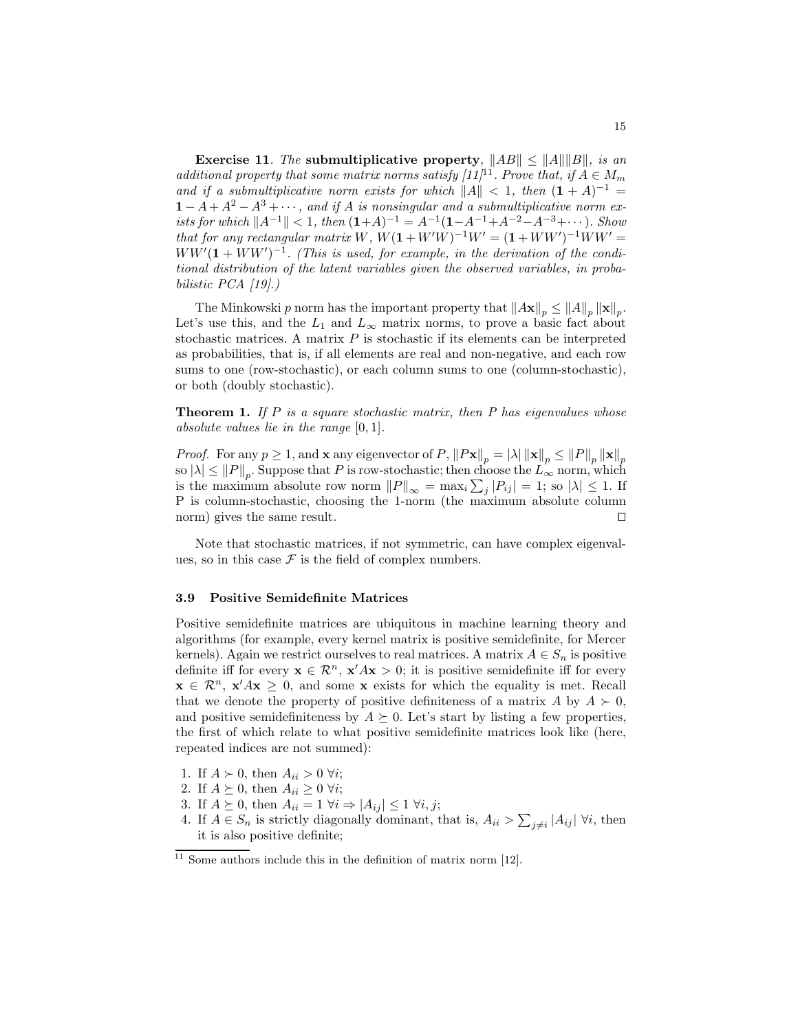**Exercise 11**. *The* **submultiplicative property**, $\|AB\| \leq \|A\|\|B\|$, *is an additional property that some matrix norms satisfy [11]*[11]. *Prove that, if $A \in M_m$ and if a submultiplicative norm exists for which $\|A\| < 1$, then $(\mathbf{1} + A)^{-1} = \mathbf{1} - A + A^2 - A^3 + \cdots$, and if $A$ is nonsingular and a submultiplicative norm exists for which $\|A^{-1}\| < 1$, then $(\mathbf{1}+A)^{-1} = A^{-1}(\mathbf{1} - A^{-1} + A^{-2} - A^{-3} + \cdots)$. Show that for any rectangular matrix $W$, $W(\mathbf{1} + W'W)^{-1}W' = (\mathbf{1} + WW')^{-1}WW' = WW'(\mathbf{1} + WW')^{-1}$. (This is used, for example, in the derivation of the conditional distribution of the latent variables given the observed variables, in probabilistic PCA [19].)*

The Minkowski $p$ norm has the important property that $\|A\mathbf{x}\|_p \leq \|A\|_p \|\mathbf{x}\|_p$. Let's use this, and the $L_1$ and $L_\infty$ matrix norms, to prove a basic fact about stochastic matrices. A matrix $P$ is stochastic if its elements can be interpreted as probabilities, that is, if all elements are real and non-negative, and each row sums to one (row-stochastic), or each column sums to one (column-stochastic), or both (doubly stochastic).

**Theorem 1.** *If $P$ is a square stochastic matrix, then $P$ has eigenvalues whose absolute values lie in the range $[0, 1]$.*

*Proof.* For any $p \geq 1$, and $\mathbf{x}$ any eigenvector of $P$, $\|P\mathbf{x}\|_p = |\lambda| \|\mathbf{x}\|_p \leq \|P\|_p \|\mathbf{x}\|_p$ so $|\lambda| \leq \|P\|_p$. Suppose that $P$ is row-stochastic; then choose the $L_\infty$ norm, which is the maximum absolute row norm $\|P\|_\infty = \max_i \sum_j |P_{ij}| = 1$; so $|\lambda| \leq 1$. If P is column-stochastic, choosing the 1-norm (the maximum absolute column norm) gives the same result. $\square$

Note that stochastic matrices, if not symmetric, can have complex eigenvalues, so in this case $\mathcal{F}$ is the field of complex numbers.

### 3.9 Positive Semidefinite Matrices

Positive semidefinite matrices are ubiquitous in machine learning theory and algorithms (for example, every kernel matrix is positive semidefinite, for Mercer kernels). Again we restrict ourselves to real matrices. A matrix $A \in S_n$ is positive definite iff for every $\mathbf{x} \in \mathcal{R}^n$, $\mathbf{x}'A\mathbf{x} > 0$; it is positive semidefinite iff for every $\mathbf{x} \in \mathcal{R}^n$, $\mathbf{x}'A\mathbf{x} \geq 0$, and some $\mathbf{x}$ exists for which the equality is met. Recall that we denote the property of positive definiteness of a matrix $A$ by $A \succ 0$, and positive semidefiniteness by $A \succeq 0$. Let's start by listing a few properties, the first of which relate to what positive semidefinite matrices look like (here, repeated indices are not summed):

1. If $A \succ 0$, then $A_{ii} > 0 \ \forall i$;
2. If $A \succeq 0$, then $A_{ii} \geq 0 \ \forall i$;
3. If $A \succeq 0$, then $A_{ii} = 1 \ \forall i \Rightarrow |A_{ij}| \leq 1 \ \forall i, j$;
4. If $A \in S_n$ is strictly diagonally dominant, that is, $A_{ii} > \sum_{j \neq i} |A_{ij}| \ \forall i$, then it is also positive definite;

[11] Some authors include this in the definition of matrix norm [12].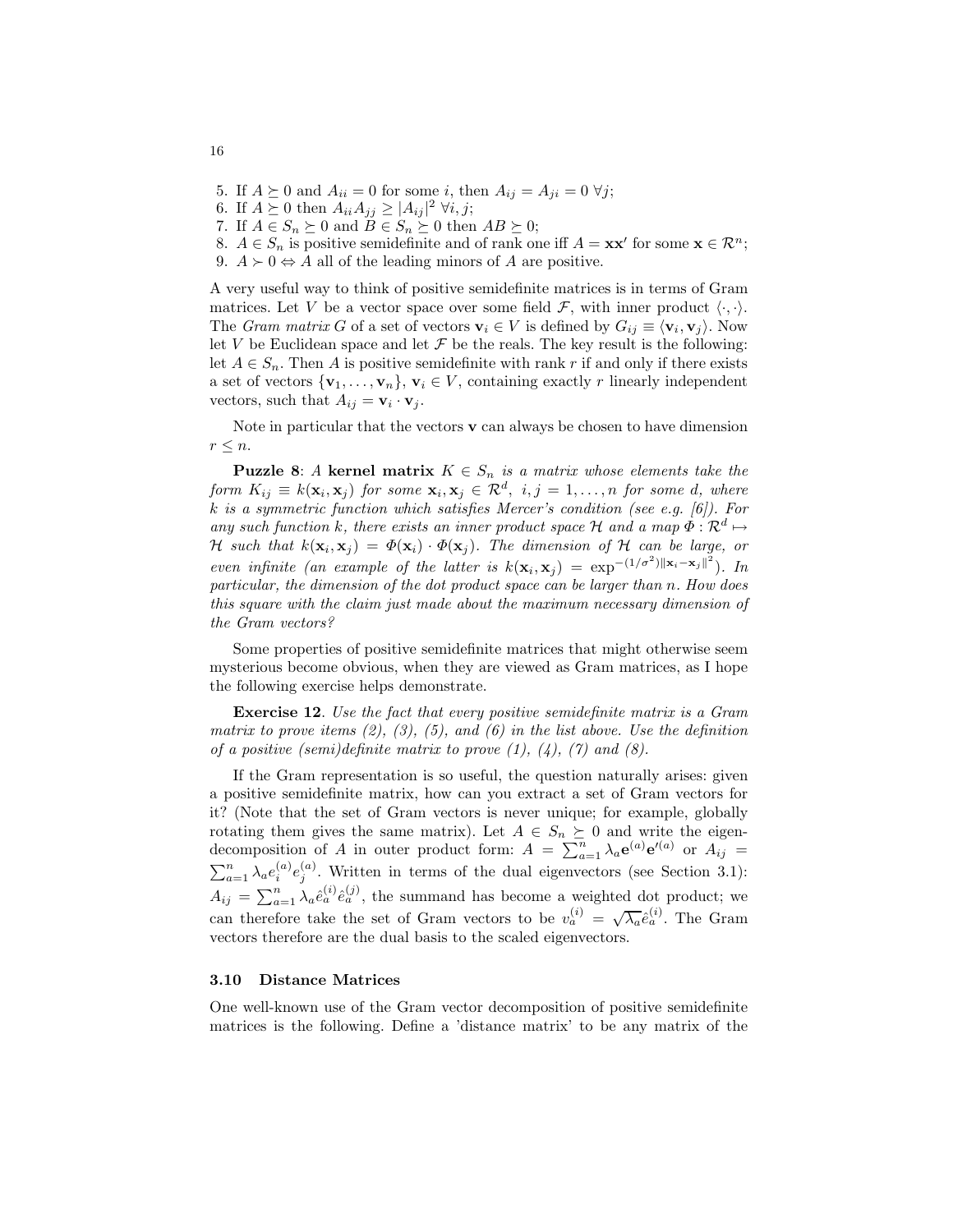5. If $A \succeq 0$ and $A_{ii} = 0$ for some $i$, then $A_{ij} = A_{ji} = 0 \; \forall j$;
6. If $A \succeq 0$ then $A_{ii}A_{jj} \geq |A_{ij}|^2 \; \forall i, j$;
7. If $A \in S_n \succeq 0$ and $B \in S_n \succeq 0$ then $AB \succeq 0$;
8. $A \in S_n$ is positive semidefinite and of rank one iff $A = \mathbf{x}\mathbf{x}'$ for some $\mathbf{x} \in \mathcal{R}^n$;
9. $A \succ 0 \Leftrightarrow A$ all of the leading minors of $A$ are positive.

A very useful way to think of positive semidefinite matrices is in terms of Gram matrices. Let $V$ be a vector space over some field $\mathcal{F}$, with inner product $\langle \cdot, \cdot \rangle$. The *Gram matrix* $G$ of a set of vectors $\mathbf{v}_i \in V$ is defined by $G_{ij} \equiv \langle \mathbf{v}_i, \mathbf{v}_j \rangle$. Now let $V$ be Euclidean space and let $\mathcal{F}$ be the reals. The key result is the following: let $A \in S_n$. Then $A$ is positive semidefinite with rank $r$ if and only if there exists a set of vectors $\{\mathbf{v}_1, \ldots, \mathbf{v}_n\}$, $\mathbf{v}_i \in V$, containing exactly $r$ linearly independent vectors, such that $A_{ij} = \mathbf{v}_i \cdot \mathbf{v}_j$.

Note in particular that the vectors $\mathbf{v}$ can always be chosen to have dimension $r \leq n$.

**Puzzle 8**: *A* **kernel matrix** $K \in S_n$ *is a matrix whose elements take the form* $K_{ij} \equiv k(\mathbf{x}_i, \mathbf{x}_j)$ *for some* $\mathbf{x}_i, \mathbf{x}_j \in \mathcal{R}^d$, $i, j = 1, \ldots, n$ *for some* $d$, *where* $k$ *is a symmetric function which satisfies Mercer's condition (see e.g. [6]). For any such function* $k$, *there exists an inner product space* $\mathcal{H}$ *and a map* $\Phi : \mathcal{R}^d \mapsto \mathcal{H}$ *such that* $k(\mathbf{x}_i, \mathbf{x}_j) = \Phi(\mathbf{x}_i) \cdot \Phi(\mathbf{x}_j)$. *The dimension of* $\mathcal{H}$ *can be large, or even infinite (an example of the latter is* $k(\mathbf{x}_i, \mathbf{x}_j) = \exp^{-(1/\sigma^2)\|\mathbf{x}_i - \mathbf{x}_j\|^2}$*). In particular, the dimension of the dot product space can be larger than* $n$. *How does this square with the claim just made about the maximum necessary dimension of the Gram vectors?*

Some properties of positive semidefinite matrices that might otherwise seem mysterious become obvious, when they are viewed as Gram matrices, as I hope the following exercise helps demonstrate.

**Exercise 12**. *Use the fact that every positive semidefinite matrix is a Gram matrix to prove items (2), (3), (5), and (6) in the list above. Use the definition of a positive (semi)definite matrix to prove (1), (4), (7) and (8).*

If the Gram representation is so useful, the question naturally arises: given a positive semidefinite matrix, how can you extract a set of Gram vectors for it? (Note that the set of Gram vectors is never unique; for example, globally rotating them gives the same matrix). Let $A \in S_n \succeq 0$ and write the eigendecomposition of $A$ in outer product form: $A = \sum_{a=1}^{n} \lambda_a \mathbf{e}^{(a)} \mathbf{e}'^{(a)}$ or $A_{ij} = \sum_{a=1}^{n} \lambda_a e_i^{(a)} e_j^{(a)}$. Written in terms of the dual eigenvectors (see Section 3.1): $A_{ij} = \sum_{a=1}^{n} \lambda_a \hat{e}_a^{(i)} \hat{e}_a^{(j)}$, the summand has become a weighted dot product; we can therefore take the set of Gram vectors to be $v_a^{(i)} = \sqrt{\lambda_a} \hat{e}_a^{(i)}$. The Gram vectors therefore are the dual basis to the scaled eigenvectors.

### 3.10 Distance Matrices

One well-known use of the Gram vector decomposition of positive semidefinite matrices is the following. Define a 'distance matrix' to be any matrix of the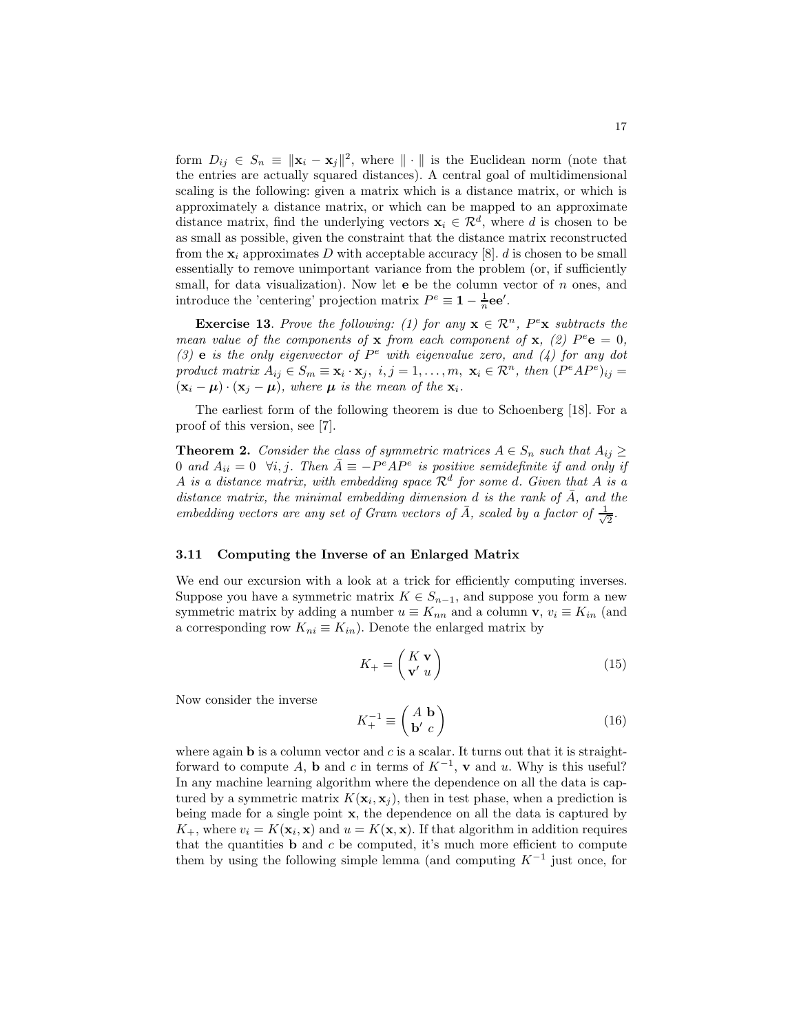form $D_{ij} \in S_n \equiv \|\mathbf{x}_i - \mathbf{x}_j\|^2$, where $\|\cdot\|$ is the Euclidean norm (note that the entries are actually squared distances). A central goal of multidimensional scaling is the following: given a matrix which is a distance matrix, or which is approximately a distance matrix, or which can be mapped to an approximate distance matrix, find the underlying vectors $\mathbf{x}_i \in \mathcal{R}^d$, where $d$ is chosen to be as small as possible, given the constraint that the distance matrix reconstructed from the $\mathbf{x}_i$ approximates $D$ with acceptable accuracy [8]. $d$ is chosen to be small essentially to remove unimportant variance from the problem (or, if sufficiently small, for data visualization). Now let $\mathbf{e}$ be the column vector of $n$ ones, and introduce the 'centering' projection matrix $P^e \equiv \mathbf{1} - \frac{1}{n}\mathbf{e}\mathbf{e}'$.

**Exercise 13**. *Prove the following: (1) for any $\mathbf{x} \in \mathcal{R}^n$, $P^e\mathbf{x}$ subtracts the mean value of the components of $\mathbf{x}$ from each component of $\mathbf{x}$, (2) $P^e\mathbf{e} = 0$, (3) $\mathbf{e}$ is the only eigenvector of $P^e$ with eigenvalue zero, and (4) for any dot product matrix $A_{ij} \in S_m \equiv \mathbf{x}_i \cdot \mathbf{x}_j,\ i,j = 1,\ldots,m,\ \mathbf{x}_i \in \mathcal{R}^n$, then $(P^eAP^e)_{ij} = (\mathbf{x}_i - \boldsymbol{\mu}) \cdot (\mathbf{x}_j - \boldsymbol{\mu})$, where $\boldsymbol{\mu}$ is the mean of the $\mathbf{x}_i$.*

The earliest form of the following theorem is due to Schoenberg [18]. For a proof of this version, see [7].

**Theorem 2.** *Consider the class of symmetric matrices $A \in S_n$ such that $A_{ij} \geq 0$ and $A_{ii} = 0\ \ \forall i,j$. Then $\bar{A} \equiv -P^eAP^e$ is positive semidefinite if and only if $A$ is a distance matrix, with embedding space $\mathcal{R}^d$ for some $d$. Given that $A$ is a distance matrix, the minimal embedding dimension $d$ is the rank of $\bar{A}$, and the embedding vectors are any set of Gram vectors of $\bar{A}$, scaled by a factor of $\frac{1}{\sqrt{2}}$.*

### 3.11 Computing the Inverse of an Enlarged Matrix

We end our excursion with a look at a trick for efficiently computing inverses. Suppose you have a symmetric matrix $K \in S_{n-1}$, and suppose you form a new symmetric matrix by adding a number $u \equiv K_{nn}$ and a column $\mathbf{v}$, $v_i \equiv K_{in}$ (and a corresponding row $K_{ni} \equiv K_{in}$). Denote the enlarged matrix by

$$K_+ = \begin{pmatrix} K & \mathbf{v} \\ \mathbf{v}' & u \end{pmatrix} \tag{15}$$

Now consider the inverse

$$K_+^{-1} \equiv \begin{pmatrix} A & \mathbf{b} \\ \mathbf{b}' & c \end{pmatrix} \tag{16}$$

where again $\mathbf{b}$ is a column vector and $c$ is a scalar. It turns out that it is straightforward to compute $A$, $\mathbf{b}$ and $c$ in terms of $K^{-1}$, $\mathbf{v}$ and $u$. Why is this useful? In any machine learning algorithm where the dependence on all the data is captured by a symmetric matrix $K(\mathbf{x}_i, \mathbf{x}_j)$, then in test phase, when a prediction is being made for a single point $\mathbf{x}$, the dependence on all the data is captured by $K_+$, where $v_i = K(\mathbf{x}_i, \mathbf{x})$ and $u = K(\mathbf{x}, \mathbf{x})$. If that algorithm in addition requires that the quantities $\mathbf{b}$ and $c$ be computed, it's much more efficient to compute them by using the following simple lemma (and computing $K^{-1}$ just once, for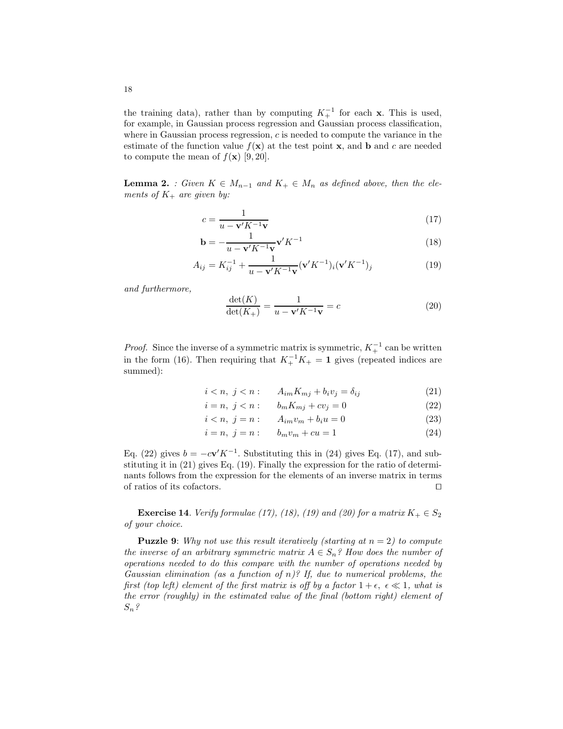the training data), rather than by computing $K_+^{-1}$ for each $\mathbf{x}$. This is used, for example, in Gaussian process regression and Gaussian process classification, where in Gaussian process regression, $c$ is needed to compute the variance in the estimate of the function value $f(\mathbf{x})$ at the test point $\mathbf{x}$, and $\mathbf{b}$ and $c$ are needed to compute the mean of $f(\mathbf{x})$ [9, 20].

**Lemma 2.** *: Given $K \in M_{n-1}$ and $K_+ \in M_n$ as defined above, then the elements of $K_+$ are given by:*

$$c = \frac{1}{u - \mathbf{v}'K^{-1}\mathbf{v}} \tag{17}$$

$$\mathbf{b} = -\frac{1}{u - \mathbf{v}'K^{-1}\mathbf{v}}\mathbf{v}'K^{-1} \tag{18}$$

$$A_{ij} = K_{ij}^{-1} + \frac{1}{u - \mathbf{v}'K^{-1}\mathbf{v}}(\mathbf{v}'K^{-1})_i(\mathbf{v}'K^{-1})_j \tag{19}$$

*and furthermore,*

$$\frac{\det(K)}{\det(K_+)} = \frac{1}{u - \mathbf{v}'K^{-1}\mathbf{v}} = c \tag{20}$$

*Proof.* Since the inverse of a symmetric matrix is symmetric, $K_+^{-1}$ can be written in the form (16). Then requiring that $K_+^{-1}K_+ = \mathbf{1}$ gives (repeated indices are summed):

$$i < n,\ j < n: \qquad A_{im}K_{mj} + b_i v_j = \delta_{ij} \tag{21}$$

$$i = n,\ j < n: \qquad b_m K_{mj} + c v_j = 0 \tag{22}$$

$$i < n,\ j = n: \qquad A_{im}v_m + b_i u = 0 \tag{23}$$

$$i = n,\ j = n: \qquad b_m v_m + cu = 1 \tag{24}$$

Eq. (22) gives $b = -c\mathbf{v}'K^{-1}$. Substituting this in (24) gives Eq. (17), and substituting it in (21) gives Eq. (19). Finally the expression for the ratio of determinants follows from the expression for the elements of an inverse matrix in terms of ratios of its cofactors. ◻

**Exercise 14**. *Verify formulae (17), (18), (19) and (20) for a matrix $K_+ \in S_2$ of your choice.*

**Puzzle 9**: *Why not use this result iteratively (starting at $n = 2$) to compute the inverse of an arbitrary symmetric matrix $A \in S_n$? How does the number of operations needed to do this compare with the number of operations needed by Gaussian elimination (as a function of $n$)? If, due to numerical problems, the first (top left) element of the first matrix is off by a factor $1 + \epsilon$, $\epsilon \ll 1$, what is the error (roughly) in the estimated value of the final (bottom right) element of $S_n$?*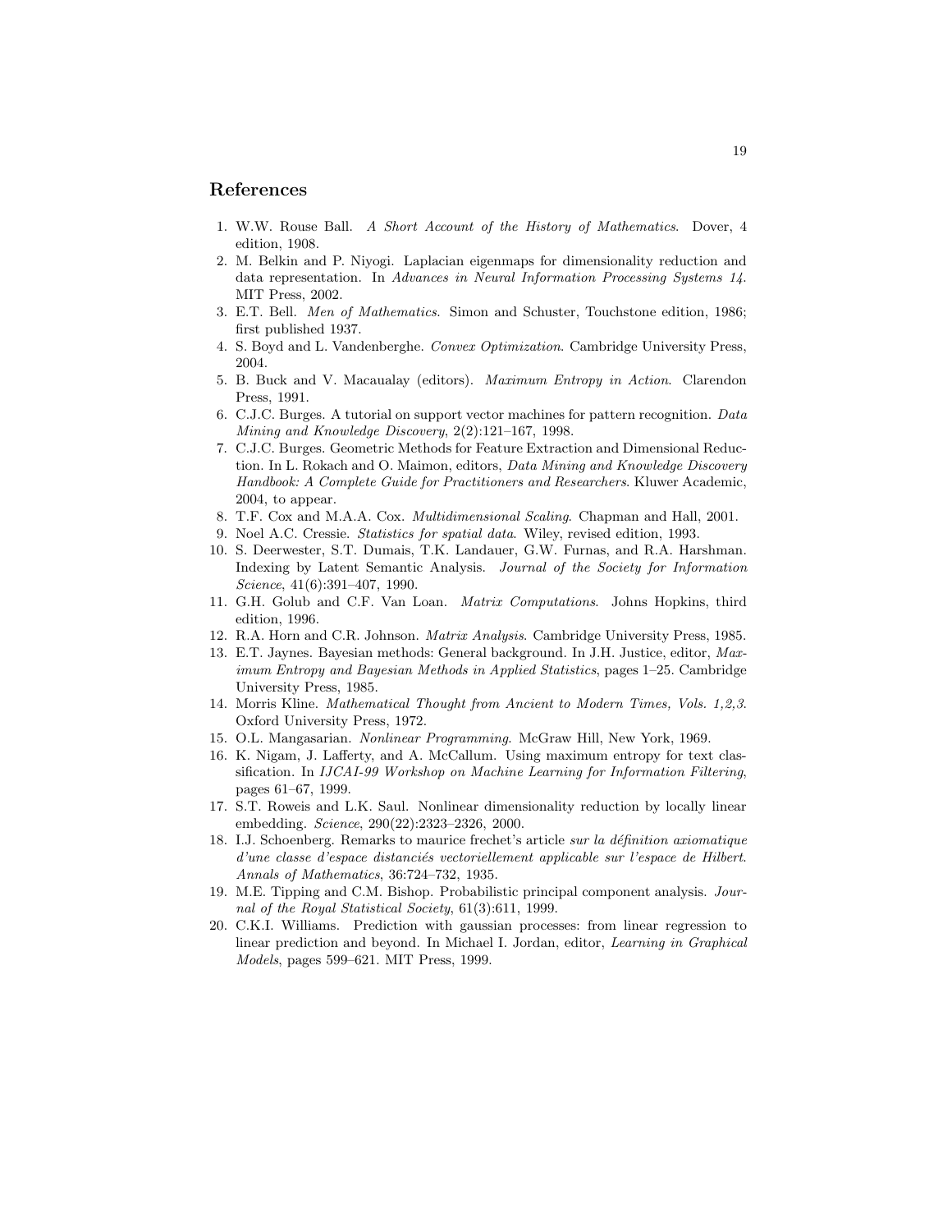## References

1. W.W. Rouse Ball. *A Short Account of the History of Mathematics*. Dover, 4 edition, 1908.
2. M. Belkin and P. Niyogi. Laplacian eigenmaps for dimensionality reduction and data representation. In *Advances in Neural Information Processing Systems 14*. MIT Press, 2002.
3. E.T. Bell. *Men of Mathematics*. Simon and Schuster, Touchstone edition, 1986; first published 1937.
4. S. Boyd and L. Vandenberghe. *Convex Optimization*. Cambridge University Press, 2004.
5. B. Buck and V. Macaualay (editors). *Maximum Entropy in Action*. Clarendon Press, 1991.
6. C.J.C. Burges. A tutorial on support vector machines for pattern recognition. *Data Mining and Knowledge Discovery*, 2(2):121–167, 1998.
7. C.J.C. Burges. Geometric Methods for Feature Extraction and Dimensional Reduction. In L. Rokach and O. Maimon, editors, *Data Mining and Knowledge Discovery Handbook: A Complete Guide for Practitioners and Researchers*. Kluwer Academic, 2004, to appear.
8. T.F. Cox and M.A.A. Cox. *Multidimensional Scaling*. Chapman and Hall, 2001.
9. Noel A.C. Cressie. *Statistics for spatial data*. Wiley, revised edition, 1993.
10. S. Deerwester, S.T. Dumais, T.K. Landauer, G.W. Furnas, and R.A. Harshman. Indexing by Latent Semantic Analysis. *Journal of the Society for Information Science*, 41(6):391–407, 1990.
11. G.H. Golub and C.F. Van Loan. *Matrix Computations*. Johns Hopkins, third edition, 1996.
12. R.A. Horn and C.R. Johnson. *Matrix Analysis*. Cambridge University Press, 1985.
13. E.T. Jaynes. Bayesian methods: General background. In J.H. Justice, editor, *Maximum Entropy and Bayesian Methods in Applied Statistics*, pages 1–25. Cambridge University Press, 1985.
14. Morris Kline. *Mathematical Thought from Ancient to Modern Times, Vols. 1,2,3*. Oxford University Press, 1972.
15. O.L. Mangasarian. *Nonlinear Programming*. McGraw Hill, New York, 1969.
16. K. Nigam, J. Lafferty, and A. McCallum. Using maximum entropy for text classification. In *IJCAI-99 Workshop on Machine Learning for Information Filtering*, pages 61–67, 1999.
17. S.T. Roweis and L.K. Saul. Nonlinear dimensionality reduction by locally linear embedding. *Science*, 290(22):2323–2326, 2000.
18. I.J. Schoenberg. Remarks to maurice frechet's article *sur la définition axiomatique d'une classe d'espace distanciés vectoriellement applicable sur l'espace de Hilbert*. *Annals of Mathematics*, 36:724–732, 1935.
19. M.E. Tipping and C.M. Bishop. Probabilistic principal component analysis. *Journal of the Royal Statistical Society*, 61(3):611, 1999.
20. C.K.I. Williams. Prediction with gaussian processes: from linear regression to linear prediction and beyond. In Michael I. Jordan, editor, *Learning in Graphical Models*, pages 599–621. MIT Press, 1999.